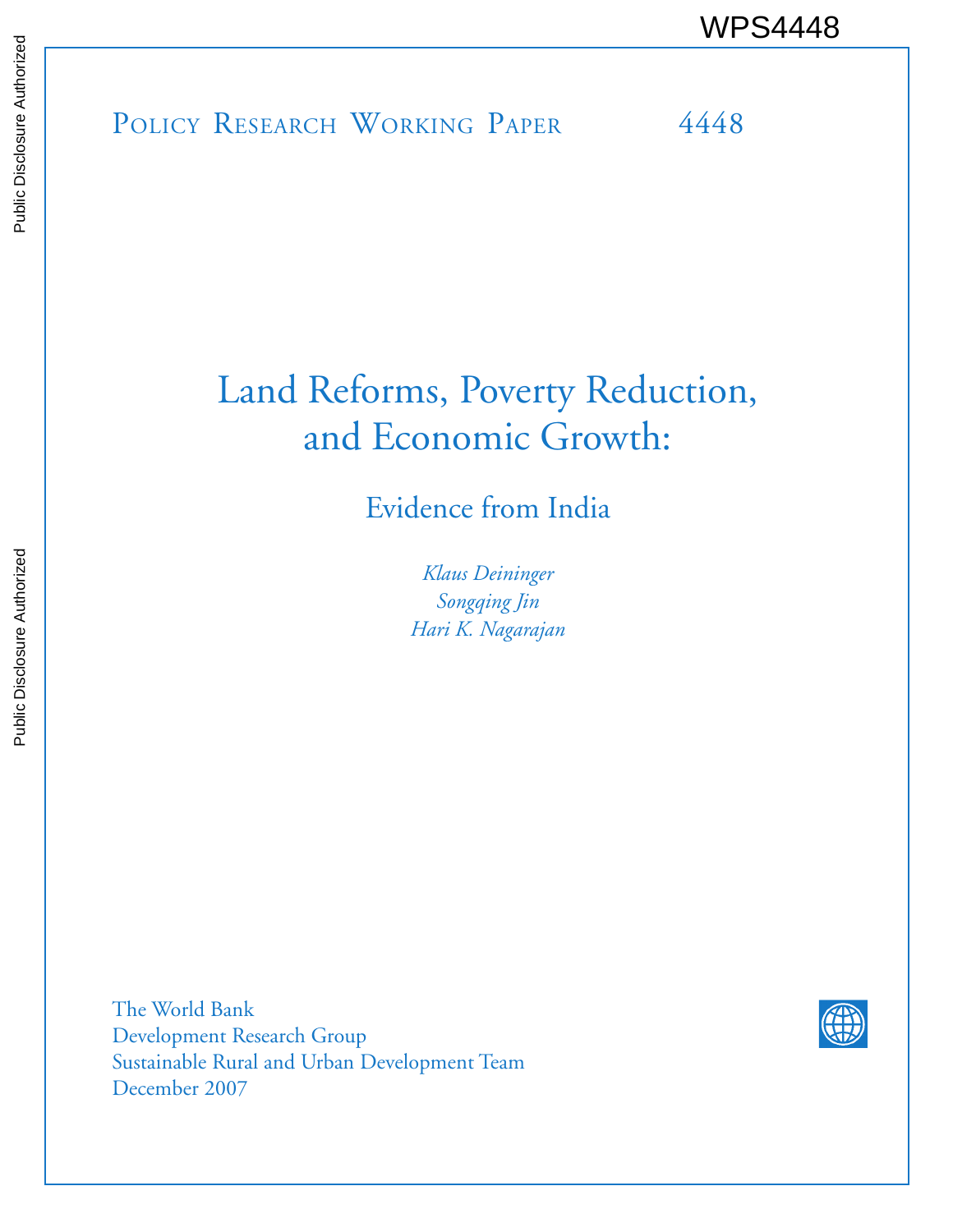WPS4448

Policy Research Working Paper 4448

# Land Reforms, Poverty Reduction, and Economic Growth:

## Evidence from India

*Klaus Deininger*
*Songqing Jin*
*Hari K. Nagarajan*

The World Bank
Development Research Group
Sustainable Rural and Urban Development Team
December 2007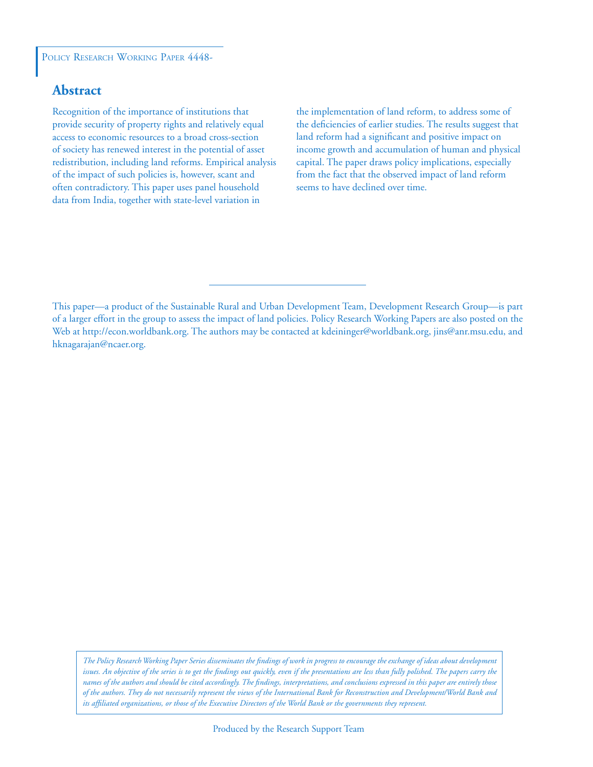Policy Research Working Paper 4448-

## Abstract

Recognition of the importance of institutions that provide security of property rights and relatively equal access to economic resources to a broad cross-section of society has renewed interest in the potential of asset redistribution, including land reforms. Empirical analysis of the impact of such policies is, however, scant and often contradictory. This paper uses panel household data from India, together with state-level variation in the implementation of land reform, to address some of the deficiencies of earlier studies. The results suggest that land reform had a significant and positive impact on income growth and accumulation of human and physical capital. The paper draws policy implications, especially from the fact that the observed impact of land reform seems to have declined over time.

---

This paper—a product of the Sustainable Rural and Urban Development Team, Development Research Group—is part of a larger effort in the group to assess the impact of land policies. Policy Research Working Papers are also posted on the Web at http://econ.worldbank.org. The authors may be contacted at kdeininger@worldbank.org, jins@anr.msu.edu, and hknagarajan@ncaer.org.

*The Policy Research Working Paper Series disseminates the findings of work in progress to encourage the exchange of ideas about development issues. An objective of the series is to get the findings out quickly, even if the presentations are less than fully polished. The papers carry the names of the authors and should be cited accordingly. The findings, interpretations, and conclusions expressed in this paper are entirely those of the authors. They do not necessarily represent the views of the International Bank for Reconstruction and Development/World Bank and its affiliated organizations, or those of the Executive Directors of the World Bank or the governments they represent.*

Produced by the Research Support Team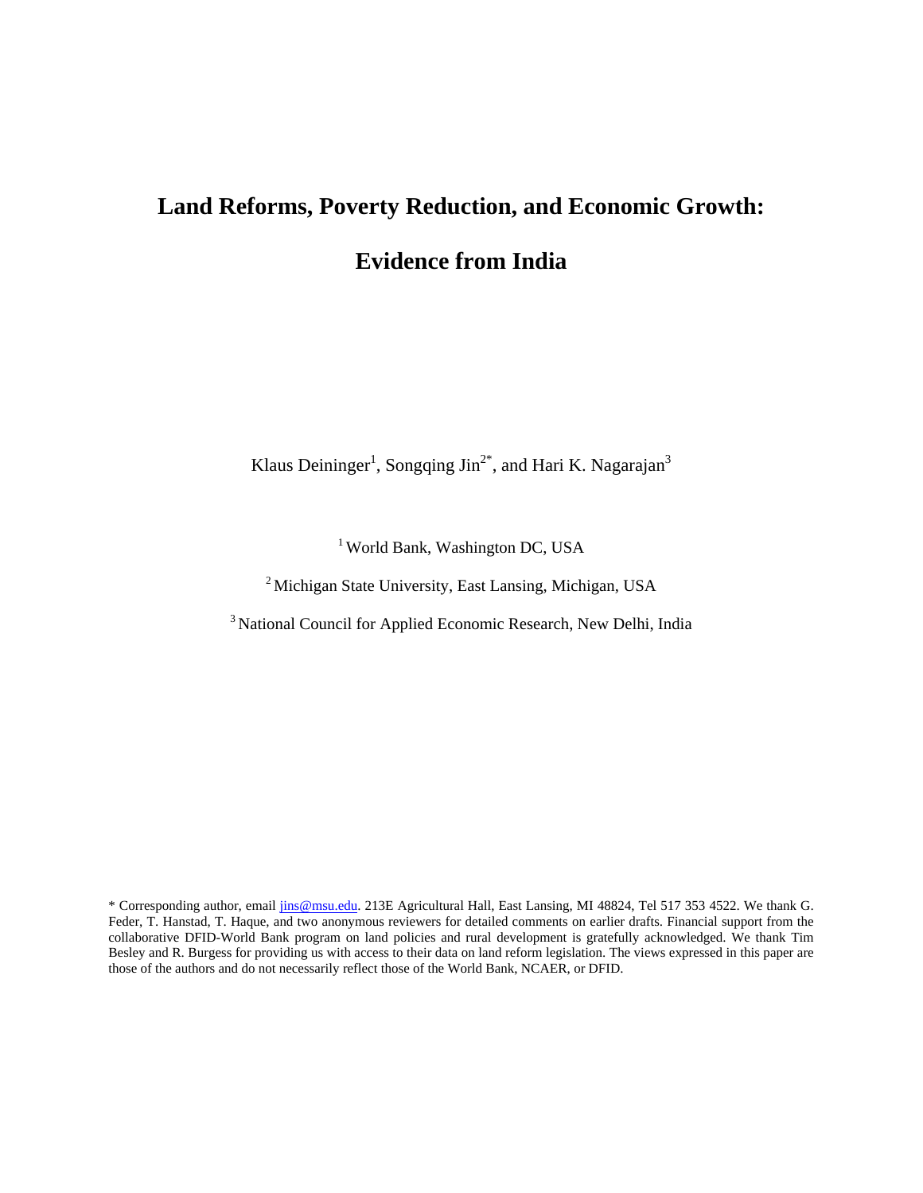# Land Reforms, Poverty Reduction, and Economic Growth:

# Evidence from India

Klaus Deininger[1], Songqing Jin[2*], and Hari K. Nagarajan[3]

[1] World Bank, Washington DC, USA

[2] Michigan State University, East Lansing, Michigan, USA

[3] National Council for Applied Economic Research, New Delhi, India

* Corresponding author, email jins@msu.edu. 213E Agricultural Hall, East Lansing, MI 48824, Tel 517 353 4522. We thank G. Feder, T. Hanstad, T. Haque, and two anonymous reviewers for detailed comments on earlier drafts. Financial support from the collaborative DFID-World Bank program on land policies and rural development is gratefully acknowledged. We thank Tim Besley and R. Burgess for providing us with access to their data on land reform legislation. The views expressed in this paper are those of the authors and do not necessarily reflect those of the World Bank, NCAER, or DFID.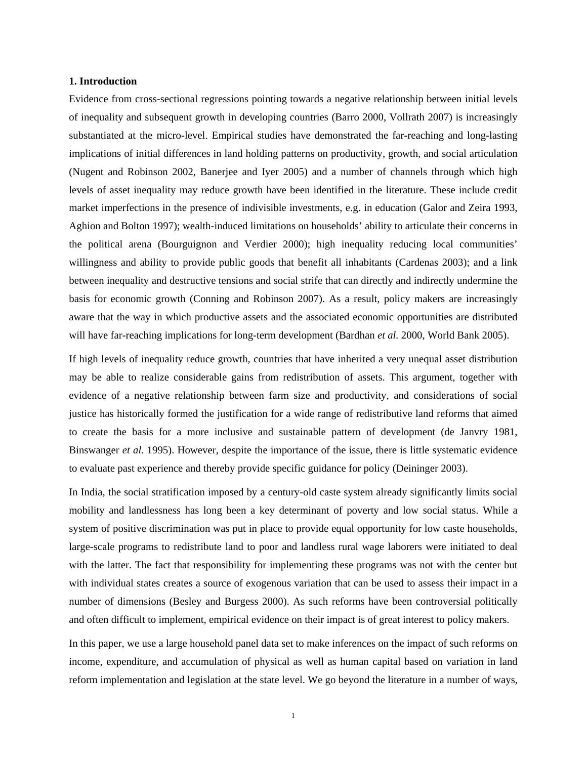## 1. Introduction

Evidence from cross-sectional regressions pointing towards a negative relationship between initial levels of inequality and subsequent growth in developing countries (Barro 2000, Vollrath 2007) is increasingly substantiated at the micro-level. Empirical studies have demonstrated the far-reaching and long-lasting implications of initial differences in land holding patterns on productivity, growth, and social articulation (Nugent and Robinson 2002, Banerjee and Iyer 2005) and a number of channels through which high levels of asset inequality may reduce growth have been identified in the literature. These include credit market imperfections in the presence of indivisible investments, e.g. in education (Galor and Zeira 1993, Aghion and Bolton 1997); wealth-induced limitations on households' ability to articulate their concerns in the political arena (Bourguignon and Verdier 2000); high inequality reducing local communities' willingness and ability to provide public goods that benefit all inhabitants (Cardenas 2003); and a link between inequality and destructive tensions and social strife that can directly and indirectly undermine the basis for economic growth (Conning and Robinson 2007). As a result, policy makers are increasingly aware that the way in which productive assets and the associated economic opportunities are distributed will have far-reaching implications for long-term development (Bardhan *et al.* 2000, World Bank 2005).

If high levels of inequality reduce growth, countries that have inherited a very unequal asset distribution may be able to realize considerable gains from redistribution of assets. This argument, together with evidence of a negative relationship between farm size and productivity, and considerations of social justice has historically formed the justification for a wide range of redistributive land reforms that aimed to create the basis for a more inclusive and sustainable pattern of development (de Janvry 1981, Binswanger *et al.* 1995). However, despite the importance of the issue, there is little systematic evidence to evaluate past experience and thereby provide specific guidance for policy (Deininger 2003).

In India, the social stratification imposed by a century-old caste system already significantly limits social mobility and landlessness has long been a key determinant of poverty and low social status. While a system of positive discrimination was put in place to provide equal opportunity for low caste households, large-scale programs to redistribute land to poor and landless rural wage laborers were initiated to deal with the latter. The fact that responsibility for implementing these programs was not with the center but with individual states creates a source of exogenous variation that can be used to assess their impact in a number of dimensions (Besley and Burgess 2000). As such reforms have been controversial politically and often difficult to implement, empirical evidence on their impact is of great interest to policy makers.

In this paper, we use a large household panel data set to make inferences on the impact of such reforms on income, expenditure, and accumulation of physical as well as human capital based on variation in land reform implementation and legislation at the state level. We go beyond the literature in a number of ways,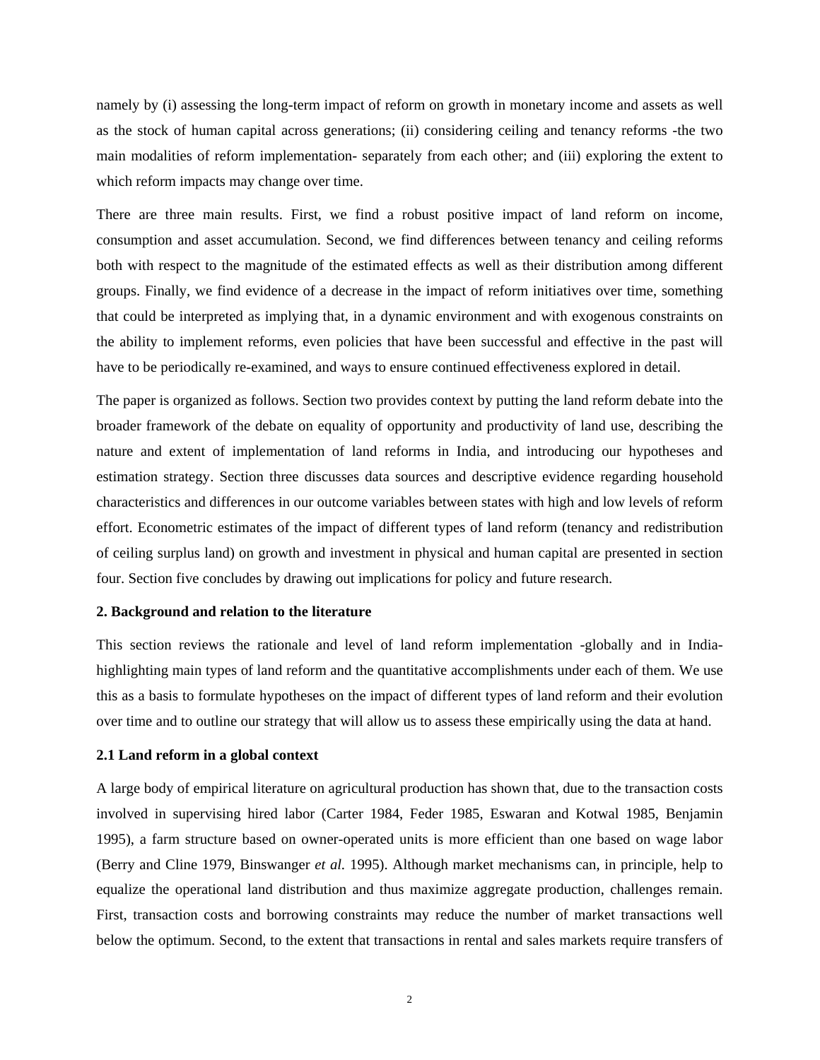namely by (i) assessing the long-term impact of reform on growth in monetary income and assets as well as the stock of human capital across generations; (ii) considering ceiling and tenancy reforms -the two main modalities of reform implementation- separately from each other; and (iii) exploring the extent to which reform impacts may change over time.

There are three main results. First, we find a robust positive impact of land reform on income, consumption and asset accumulation. Second, we find differences between tenancy and ceiling reforms both with respect to the magnitude of the estimated effects as well as their distribution among different groups. Finally, we find evidence of a decrease in the impact of reform initiatives over time, something that could be interpreted as implying that, in a dynamic environment and with exogenous constraints on the ability to implement reforms, even policies that have been successful and effective in the past will have to be periodically re-examined, and ways to ensure continued effectiveness explored in detail.

The paper is organized as follows. Section two provides context by putting the land reform debate into the broader framework of the debate on equality of opportunity and productivity of land use, describing the nature and extent of implementation of land reforms in India, and introducing our hypotheses and estimation strategy. Section three discusses data sources and descriptive evidence regarding household characteristics and differences in our outcome variables between states with high and low levels of reform effort. Econometric estimates of the impact of different types of land reform (tenancy and redistribution of ceiling surplus land) on growth and investment in physical and human capital are presented in section four. Section five concludes by drawing out implications for policy and future research.

## 2. Background and relation to the literature

This section reviews the rationale and level of land reform implementation -globally and in India- highlighting main types of land reform and the quantitative accomplishments under each of them. We use this as a basis to formulate hypotheses on the impact of different types of land reform and their evolution over time and to outline our strategy that will allow us to assess these empirically using the data at hand.

### 2.1 Land reform in a global context

A large body of empirical literature on agricultural production has shown that, due to the transaction costs involved in supervising hired labor (Carter 1984, Feder 1985, Eswaran and Kotwal 1985, Benjamin 1995), a farm structure based on owner-operated units is more efficient than one based on wage labor (Berry and Cline 1979, Binswanger *et al.* 1995). Although market mechanisms can, in principle, help to equalize the operational land distribution and thus maximize aggregate production, challenges remain. First, transaction costs and borrowing constraints may reduce the number of market transactions well below the optimum. Second, to the extent that transactions in rental and sales markets require transfers of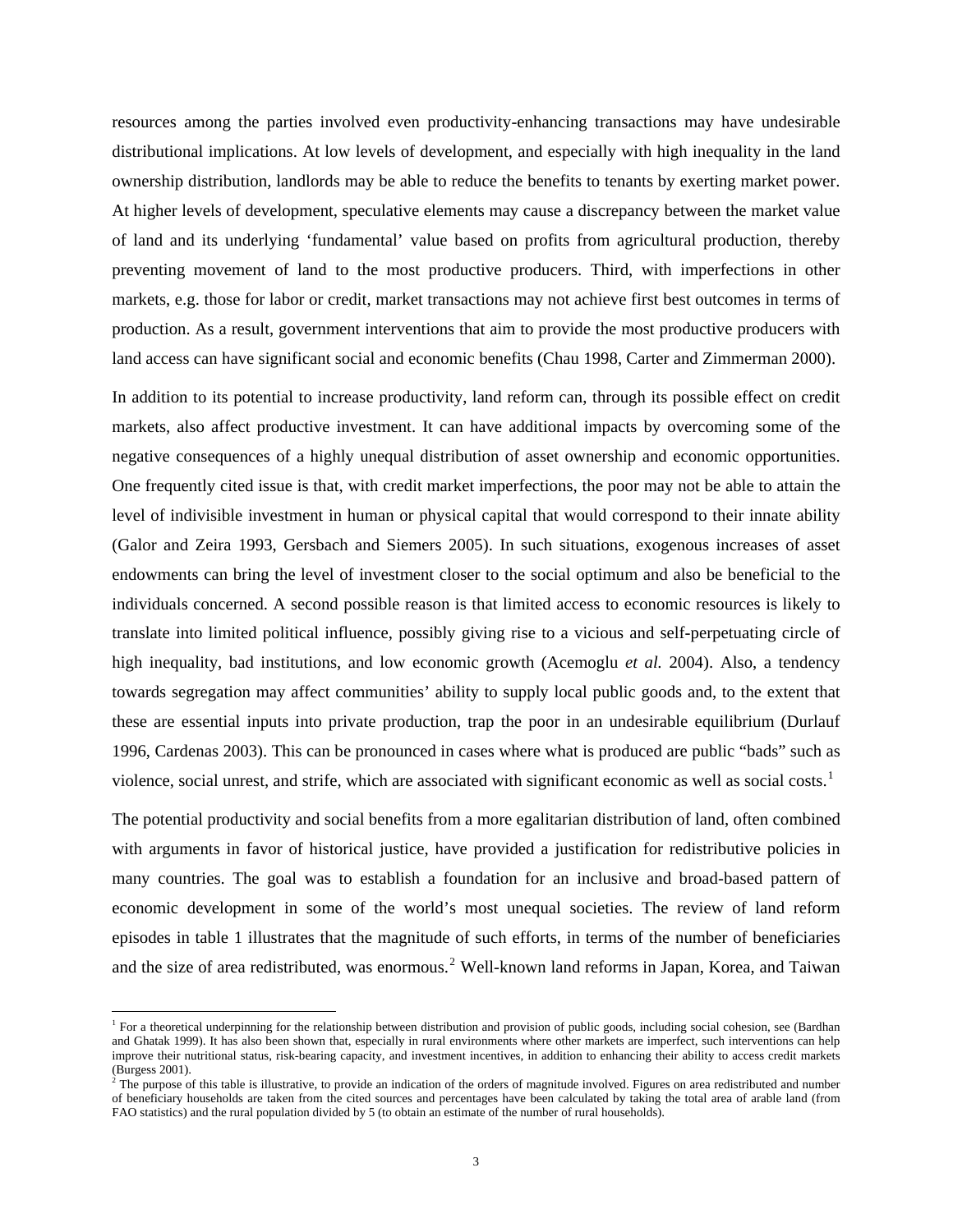resources among the parties involved even productivity-enhancing transactions may have undesirable distributional implications. At low levels of development, and especially with high inequality in the land ownership distribution, landlords may be able to reduce the benefits to tenants by exerting market power. At higher levels of development, speculative elements may cause a discrepancy between the market value of land and its underlying 'fundamental' value based on profits from agricultural production, thereby preventing movement of land to the most productive producers. Third, with imperfections in other markets, e.g. those for labor or credit, market transactions may not achieve first best outcomes in terms of production. As a result, government interventions that aim to provide the most productive producers with land access can have significant social and economic benefits (Chau 1998, Carter and Zimmerman 2000).

In addition to its potential to increase productivity, land reform can, through its possible effect on credit markets, also affect productive investment. It can have additional impacts by overcoming some of the negative consequences of a highly unequal distribution of asset ownership and economic opportunities. One frequently cited issue is that, with credit market imperfections, the poor may not be able to attain the level of indivisible investment in human or physical capital that would correspond to their innate ability (Galor and Zeira 1993, Gersbach and Siemers 2005). In such situations, exogenous increases of asset endowments can bring the level of investment closer to the social optimum and also be beneficial to the individuals concerned. A second possible reason is that limited access to economic resources is likely to translate into limited political influence, possibly giving rise to a vicious and self-perpetuating circle of high inequality, bad institutions, and low economic growth (Acemoglu *et al.* 2004). Also, a tendency towards segregation may affect communities' ability to supply local public goods and, to the extent that these are essential inputs into private production, trap the poor in an undesirable equilibrium (Durlauf 1996, Cardenas 2003). This can be pronounced in cases where what is produced are public "bads" such as violence, social unrest, and strife, which are associated with significant economic as well as social costs.[1]

The potential productivity and social benefits from a more egalitarian distribution of land, often combined with arguments in favor of historical justice, have provided a justification for redistributive policies in many countries. The goal was to establish a foundation for an inclusive and broad-based pattern of economic development in some of the world's most unequal societies. The review of land reform episodes in table 1 illustrates that the magnitude of such efforts, in terms of the number of beneficiaries and the size of area redistributed, was enormous.[2] Well-known land reforms in Japan, Korea, and Taiwan

---

[1] For a theoretical underpinning for the relationship between distribution and provision of public goods, including social cohesion, see (Bardhan and Ghatak 1999). It has also been shown that, especially in rural environments where other markets are imperfect, such interventions can help improve their nutritional status, risk-bearing capacity, and investment incentives, in addition to enhancing their ability to access credit markets (Burgess 2001).

[2] The purpose of this table is illustrative, to provide an indication of the orders of magnitude involved. Figures on area redistributed and number of beneficiary households are taken from the cited sources and percentages have been calculated by taking the total area of arable land (from FAO statistics) and the rural population divided by 5 (to obtain an estimate of the number of rural households).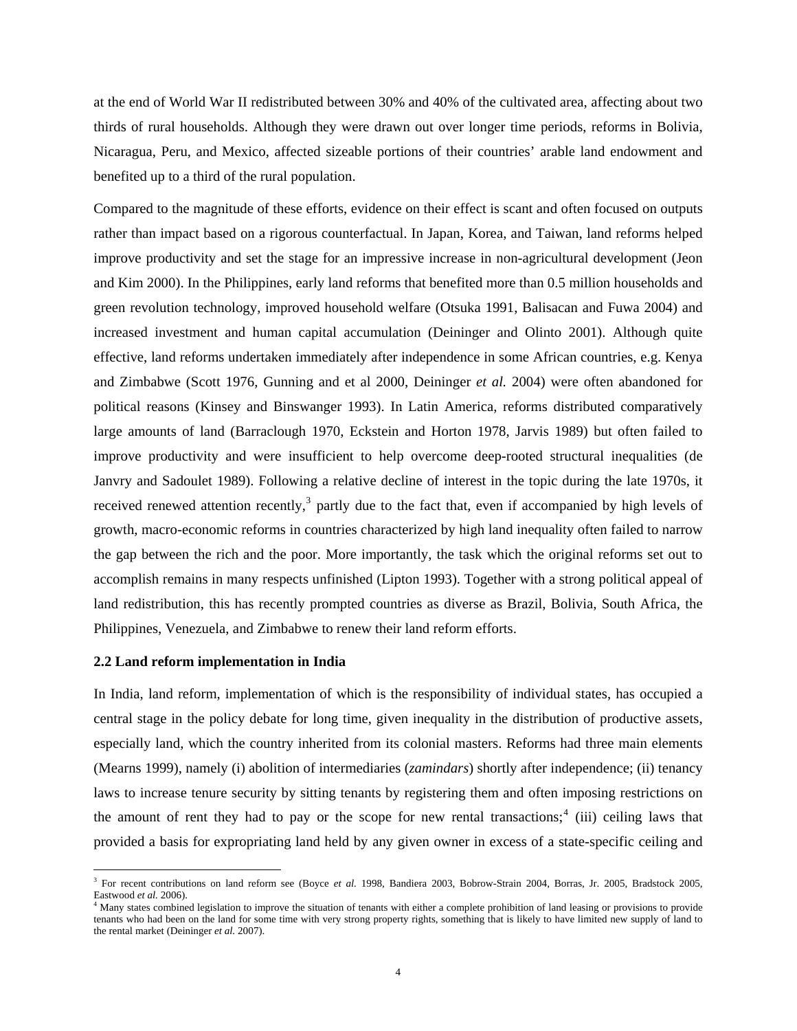at the end of World War II redistributed between 30% and 40% of the cultivated area, affecting about two thirds of rural households. Although they were drawn out over longer time periods, reforms in Bolivia, Nicaragua, Peru, and Mexico, affected sizeable portions of their countries' arable land endowment and benefited up to a third of the rural population.

Compared to the magnitude of these efforts, evidence on their effect is scant and often focused on outputs rather than impact based on a rigorous counterfactual. In Japan, Korea, and Taiwan, land reforms helped improve productivity and set the stage for an impressive increase in non-agricultural development (Jeon and Kim 2000). In the Philippines, early land reforms that benefited more than 0.5 million households and green revolution technology, improved household welfare (Otsuka 1991, Balisacan and Fuwa 2004) and increased investment and human capital accumulation (Deininger and Olinto 2001). Although quite effective, land reforms undertaken immediately after independence in some African countries, e.g. Kenya and Zimbabwe (Scott 1976, Gunning and et al 2000, Deininger *et al.* 2004) were often abandoned for political reasons (Kinsey and Binswanger 1993). In Latin America, reforms distributed comparatively large amounts of land (Barraclough 1970, Eckstein and Horton 1978, Jarvis 1989) but often failed to improve productivity and were insufficient to help overcome deep-rooted structural inequalities (de Janvry and Sadoulet 1989). Following a relative decline of interest in the topic during the late 1970s, it received renewed attention recently,[3] partly due to the fact that, even if accompanied by high levels of growth, macro-economic reforms in countries characterized by high land inequality often failed to narrow the gap between the rich and the poor. More importantly, the task which the original reforms set out to accomplish remains in many respects unfinished (Lipton 1993). Together with a strong political appeal of land redistribution, this has recently prompted countries as diverse as Brazil, Bolivia, South Africa, the Philippines, Venezuela, and Zimbabwe to renew their land reform efforts.

### 2.2 Land reform implementation in India

In India, land reform, implementation of which is the responsibility of individual states, has occupied a central stage in the policy debate for long time, given inequality in the distribution of productive assets, especially land, which the country inherited from its colonial masters. Reforms had three main elements (Mearns 1999), namely (i) abolition of intermediaries (*zamindars*) shortly after independence; (ii) tenancy laws to increase tenure security by sitting tenants by registering them and often imposing restrictions on the amount of rent they had to pay or the scope for new rental transactions;[4] (iii) ceiling laws that provided a basis for expropriating land held by any given owner in excess of a state-specific ceiling and

---

[3] For recent contributions on land reform see (Boyce *et al.* 1998, Bandiera 2003, Bobrow-Strain 2004, Borras, Jr. 2005, Bradstock 2005, Eastwood *et al.* 2006).

[4] Many states combined legislation to improve the situation of tenants with either a complete prohibition of land leasing or provisions to provide tenants who had been on the land for some time with very strong property rights, something that is likely to have limited new supply of land to the rental market (Deininger *et al.* 2007).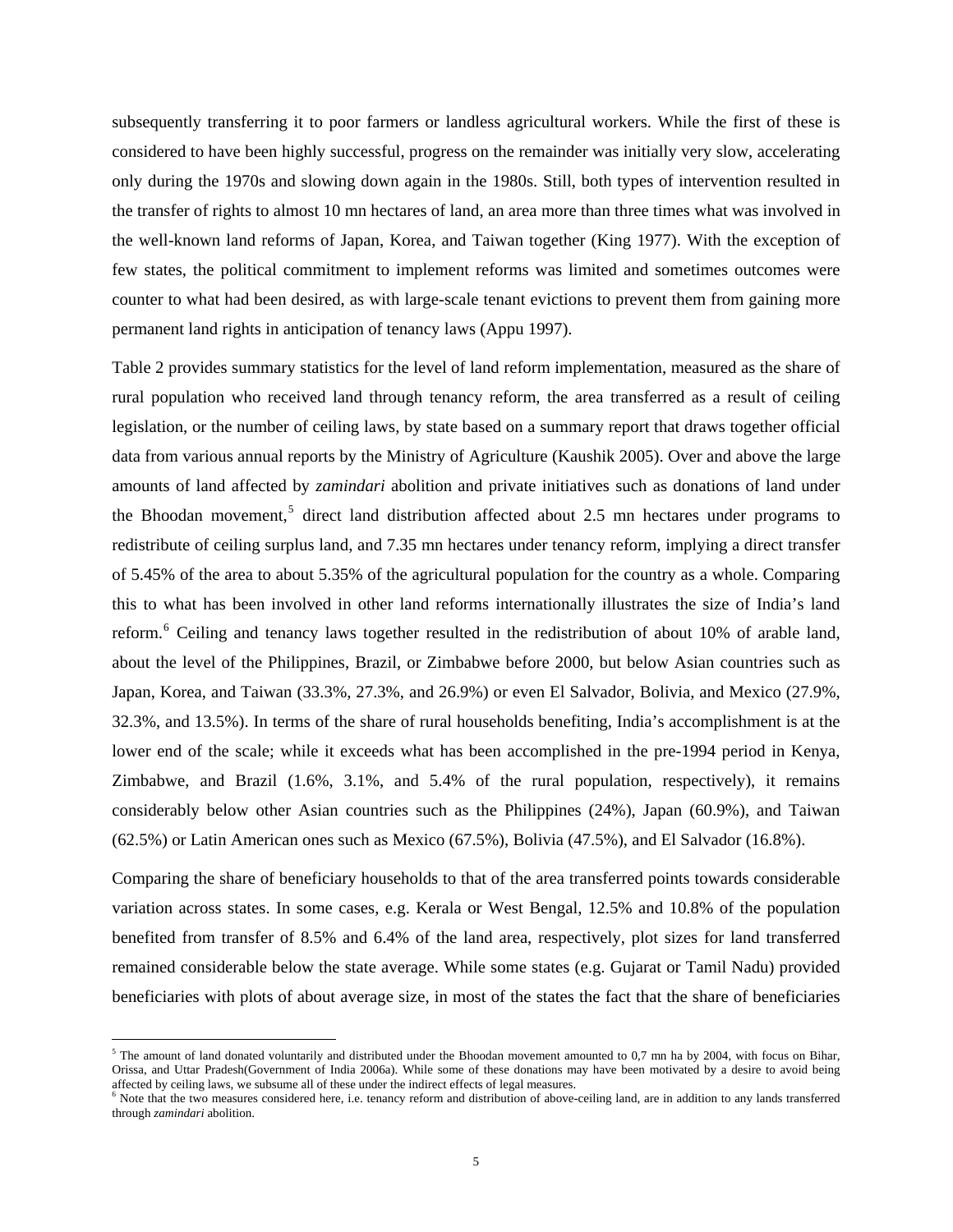subsequently transferring it to poor farmers or landless agricultural workers. While the first of these is considered to have been highly successful, progress on the remainder was initially very slow, accelerating only during the 1970s and slowing down again in the 1980s. Still, both types of intervention resulted in the transfer of rights to almost 10 mn hectares of land, an area more than three times what was involved in the well-known land reforms of Japan, Korea, and Taiwan together (King 1977). With the exception of few states, the political commitment to implement reforms was limited and sometimes outcomes were counter to what had been desired, as with large-scale tenant evictions to prevent them from gaining more permanent land rights in anticipation of tenancy laws (Appu 1997).

Table 2 provides summary statistics for the level of land reform implementation, measured as the share of rural population who received land through tenancy reform, the area transferred as a result of ceiling legislation, or the number of ceiling laws, by state based on a summary report that draws together official data from various annual reports by the Ministry of Agriculture (Kaushik 2005). Over and above the large amounts of land affected by *zamindari* abolition and private initiatives such as donations of land under the Bhoodan movement,[5] direct land distribution affected about 2.5 mn hectares under programs to redistribute of ceiling surplus land, and 7.35 mn hectares under tenancy reform, implying a direct transfer of 5.45% of the area to about 5.35% of the agricultural population for the country as a whole. Comparing this to what has been involved in other land reforms internationally illustrates the size of India's land reform.[6] Ceiling and tenancy laws together resulted in the redistribution of about 10% of arable land, about the level of the Philippines, Brazil, or Zimbabwe before 2000, but below Asian countries such as Japan, Korea, and Taiwan (33.3%, 27.3%, and 26.9%) or even El Salvador, Bolivia, and Mexico (27.9%, 32.3%, and 13.5%). In terms of the share of rural households benefiting, India's accomplishment is at the lower end of the scale; while it exceeds what has been accomplished in the pre-1994 period in Kenya, Zimbabwe, and Brazil (1.6%, 3.1%, and 5.4% of the rural population, respectively), it remains considerably below other Asian countries such as the Philippines (24%), Japan (60.9%), and Taiwan (62.5%) or Latin American ones such as Mexico (67.5%), Bolivia (47.5%), and El Salvador (16.8%).

Comparing the share of beneficiary households to that of the area transferred points towards considerable variation across states. In some cases, e.g. Kerala or West Bengal, 12.5% and 10.8% of the population benefited from transfer of 8.5% and 6.4% of the land area, respectively, plot sizes for land transferred remained considerable below the state average. While some states (e.g. Gujarat or Tamil Nadu) provided beneficiaries with plots of about average size, in most of the states the fact that the share of beneficiaries

[5] The amount of land donated voluntarily and distributed under the Bhoodan movement amounted to 0,7 mn ha by 2004, with focus on Bihar, Orissa, and Uttar Pradesh(Government of India 2006a). While some of these donations may have been motivated by a desire to avoid being affected by ceiling laws, we subsume all of these under the indirect effects of legal measures.

[6] Note that the two measures considered here, i.e. tenancy reform and distribution of above-ceiling land, are in addition to any lands transferred through *zamindari* abolition.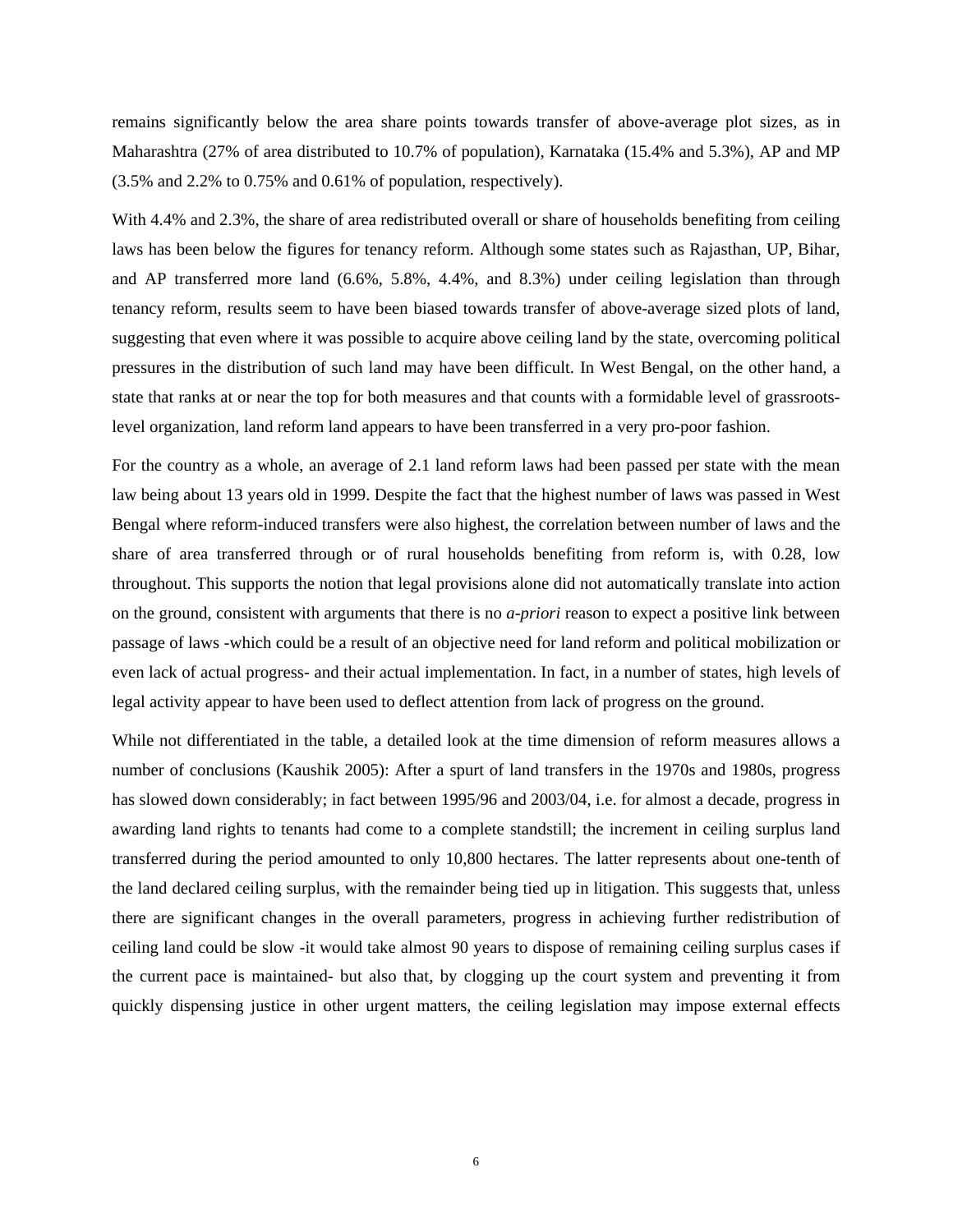remains significantly below the area share points towards transfer of above-average plot sizes, as in Maharashtra (27% of area distributed to 10.7% of population), Karnataka (15.4% and 5.3%), AP and MP (3.5% and 2.2% to 0.75% and 0.61% of population, respectively).

With 4.4% and 2.3%, the share of area redistributed overall or share of households benefiting from ceiling laws has been below the figures for tenancy reform. Although some states such as Rajasthan, UP, Bihar, and AP transferred more land (6.6%, 5.8%, 4.4%, and 8.3%) under ceiling legislation than through tenancy reform, results seem to have been biased towards transfer of above-average sized plots of land, suggesting that even where it was possible to acquire above ceiling land by the state, overcoming political pressures in the distribution of such land may have been difficult. In West Bengal, on the other hand, a state that ranks at or near the top for both measures and that counts with a formidable level of grassroots-level organization, land reform land appears to have been transferred in a very pro-poor fashion.

For the country as a whole, an average of 2.1 land reform laws had been passed per state with the mean law being about 13 years old in 1999. Despite the fact that the highest number of laws was passed in West Bengal where reform-induced transfers were also highest, the correlation between number of laws and the share of area transferred through or of rural households benefiting from reform is, with 0.28, low throughout. This supports the notion that legal provisions alone did not automatically translate into action on the ground, consistent with arguments that there is no *a-priori* reason to expect a positive link between passage of laws -which could be a result of an objective need for land reform and political mobilization or even lack of actual progress- and their actual implementation. In fact, in a number of states, high levels of legal activity appear to have been used to deflect attention from lack of progress on the ground.

While not differentiated in the table, a detailed look at the time dimension of reform measures allows a number of conclusions (Kaushik 2005): After a spurt of land transfers in the 1970s and 1980s, progress has slowed down considerably; in fact between 1995/96 and 2003/04, i.e. for almost a decade, progress in awarding land rights to tenants had come to a complete standstill; the increment in ceiling surplus land transferred during the period amounted to only 10,800 hectares. The latter represents about one-tenth of the land declared ceiling surplus, with the remainder being tied up in litigation. This suggests that, unless there are significant changes in the overall parameters, progress in achieving further redistribution of ceiling land could be slow -it would take almost 90 years to dispose of remaining ceiling surplus cases if the current pace is maintained- but also that, by clogging up the court system and preventing it from quickly dispensing justice in other urgent matters, the ceiling legislation may impose external effects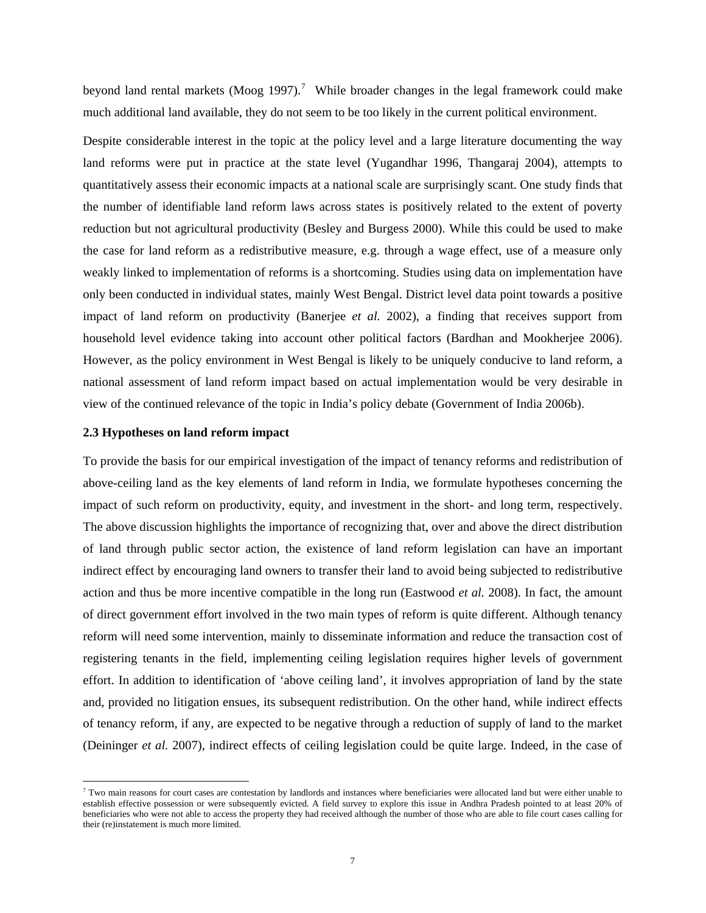beyond land rental markets (Moog 1997).[7] While broader changes in the legal framework could make much additional land available, they do not seem to be too likely in the current political environment.

Despite considerable interest in the topic at the policy level and a large literature documenting the way land reforms were put in practice at the state level (Yugandhar 1996, Thangaraj 2004), attempts to quantitatively assess their economic impacts at a national scale are surprisingly scant. One study finds that the number of identifiable land reform laws across states is positively related to the extent of poverty reduction but not agricultural productivity (Besley and Burgess 2000). While this could be used to make the case for land reform as a redistributive measure, e.g. through a wage effect, use of a measure only weakly linked to implementation of reforms is a shortcoming. Studies using data on implementation have only been conducted in individual states, mainly West Bengal. District level data point towards a positive impact of land reform on productivity (Banerjee *et al.* 2002), a finding that receives support from household level evidence taking into account other political factors (Bardhan and Mookherjee 2006). However, as the policy environment in West Bengal is likely to be uniquely conducive to land reform, a national assessment of land reform impact based on actual implementation would be very desirable in view of the continued relevance of the topic in India's policy debate (Government of India 2006b).

### 2.3 Hypotheses on land reform impact

To provide the basis for our empirical investigation of the impact of tenancy reforms and redistribution of above-ceiling land as the key elements of land reform in India, we formulate hypotheses concerning the impact of such reform on productivity, equity, and investment in the short- and long term, respectively. The above discussion highlights the importance of recognizing that, over and above the direct distribution of land through public sector action, the existence of land reform legislation can have an important indirect effect by encouraging land owners to transfer their land to avoid being subjected to redistributive action and thus be more incentive compatible in the long run (Eastwood *et al.* 2008). In fact, the amount of direct government effort involved in the two main types of reform is quite different. Although tenancy reform will need some intervention, mainly to disseminate information and reduce the transaction cost of registering tenants in the field, implementing ceiling legislation requires higher levels of government effort. In addition to identification of 'above ceiling land', it involves appropriation of land by the state and, provided no litigation ensues, its subsequent redistribution. On the other hand, while indirect effects of tenancy reform, if any, are expected to be negative through a reduction of supply of land to the market (Deininger *et al.* 2007), indirect effects of ceiling legislation could be quite large. Indeed, in the case of

---

[7] Two main reasons for court cases are contestation by landlords and instances where beneficiaries were allocated land but were either unable to establish effective possession or were subsequently evicted. A field survey to explore this issue in Andhra Pradesh pointed to at least 20% of beneficiaries who were not able to access the property they had received although the number of those who are able to file court cases calling for their (re)instatement is much more limited.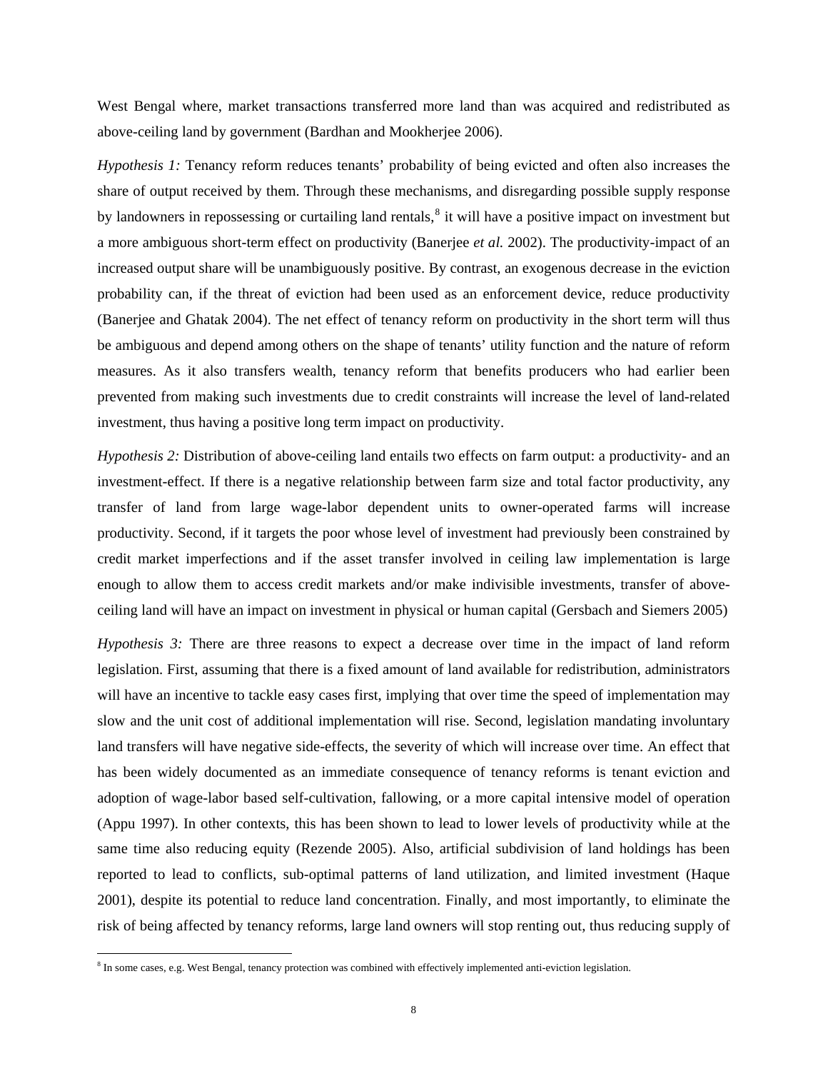West Bengal where, market transactions transferred more land than was acquired and redistributed as above-ceiling land by government (Bardhan and Mookherjee 2006).

*Hypothesis 1:* Tenancy reform reduces tenants' probability of being evicted and often also increases the share of output received by them. Through these mechanisms, and disregarding possible supply response by landowners in repossessing or curtailing land rentals,[8] it will have a positive impact on investment but a more ambiguous short-term effect on productivity (Banerjee *et al.* 2002). The productivity-impact of an increased output share will be unambiguously positive. By contrast, an exogenous decrease in the eviction probability can, if the threat of eviction had been used as an enforcement device, reduce productivity (Banerjee and Ghatak 2004). The net effect of tenancy reform on productivity in the short term will thus be ambiguous and depend among others on the shape of tenants' utility function and the nature of reform measures. As it also transfers wealth, tenancy reform that benefits producers who had earlier been prevented from making such investments due to credit constraints will increase the level of land-related investment, thus having a positive long term impact on productivity.

*Hypothesis 2:* Distribution of above-ceiling land entails two effects on farm output: a productivity- and an investment-effect. If there is a negative relationship between farm size and total factor productivity, any transfer of land from large wage-labor dependent units to owner-operated farms will increase productivity. Second, if it targets the poor whose level of investment had previously been constrained by credit market imperfections and if the asset transfer involved in ceiling law implementation is large enough to allow them to access credit markets and/or make indivisible investments, transfer of above-ceiling land will have an impact on investment in physical or human capital (Gersbach and Siemers 2005)

*Hypothesis 3:* There are three reasons to expect a decrease over time in the impact of land reform legislation. First, assuming that there is a fixed amount of land available for redistribution, administrators will have an incentive to tackle easy cases first, implying that over time the speed of implementation may slow and the unit cost of additional implementation will rise. Second, legislation mandating involuntary land transfers will have negative side-effects, the severity of which will increase over time. An effect that has been widely documented as an immediate consequence of tenancy reforms is tenant eviction and adoption of wage-labor based self-cultivation, fallowing, or a more capital intensive model of operation (Appu 1997). In other contexts, this has been shown to lead to lower levels of productivity while at the same time also reducing equity (Rezende 2005). Also, artificial subdivision of land holdings has been reported to lead to conflicts, sub-optimal patterns of land utilization, and limited investment (Haque 2001), despite its potential to reduce land concentration. Finally, and most importantly, to eliminate the risk of being affected by tenancy reforms, large land owners will stop renting out, thus reducing supply of

[8] In some cases, e.g. West Bengal, tenancy protection was combined with effectively implemented anti-eviction legislation.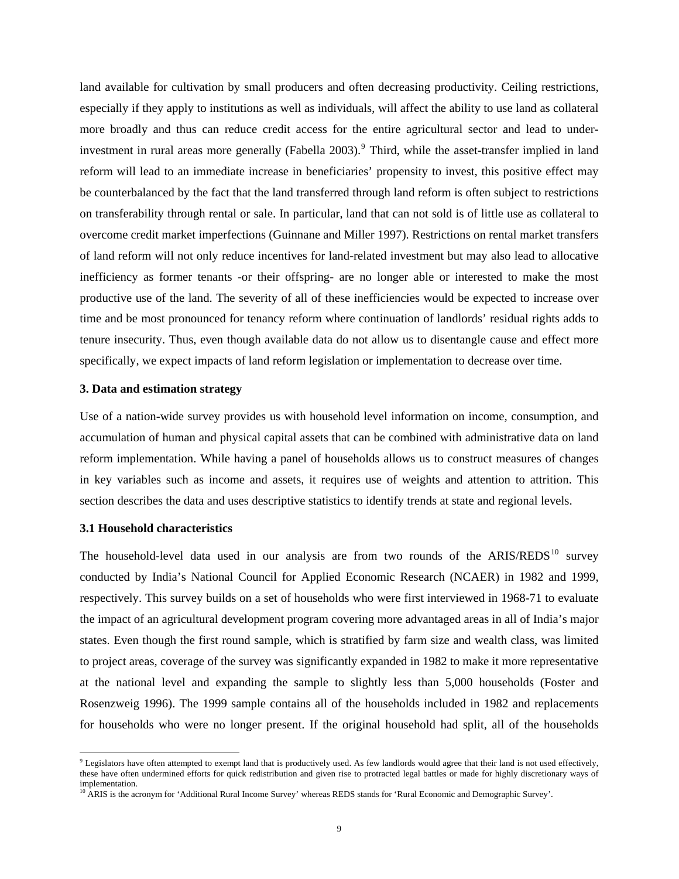land available for cultivation by small producers and often decreasing productivity. Ceiling restrictions, especially if they apply to institutions as well as individuals, will affect the ability to use land as collateral more broadly and thus can reduce credit access for the entire agricultural sector and lead to under-investment in rural areas more generally (Fabella 2003).[9] Third, while the asset-transfer implied in land reform will lead to an immediate increase in beneficiaries' propensity to invest, this positive effect may be counterbalanced by the fact that the land transferred through land reform is often subject to restrictions on transferability through rental or sale. In particular, land that can not sold is of little use as collateral to overcome credit market imperfections (Guinnane and Miller 1997). Restrictions on rental market transfers of land reform will not only reduce incentives for land-related investment but may also lead to allocative inefficiency as former tenants -or their offspring- are no longer able or interested to make the most productive use of the land. The severity of all of these inefficiencies would be expected to increase over time and be most pronounced for tenancy reform where continuation of landlords' residual rights adds to tenure insecurity. Thus, even though available data do not allow us to disentangle cause and effect more specifically, we expect impacts of land reform legislation or implementation to decrease over time.

### 3. Data and estimation strategy

Use of a nation-wide survey provides us with household level information on income, consumption, and accumulation of human and physical capital assets that can be combined with administrative data on land reform implementation. While having a panel of households allows us to construct measures of changes in key variables such as income and assets, it requires use of weights and attention to attrition. This section describes the data and uses descriptive statistics to identify trends at state and regional levels.

### 3.1 Household characteristics

The household-level data used in our analysis are from two rounds of the ARIS/REDS[10] survey conducted by India's National Council for Applied Economic Research (NCAER) in 1982 and 1999, respectively. This survey builds on a set of households who were first interviewed in 1968-71 to evaluate the impact of an agricultural development program covering more advantaged areas in all of India's major states. Even though the first round sample, which is stratified by farm size and wealth class, was limited to project areas, coverage of the survey was significantly expanded in 1982 to make it more representative at the national level and expanding the sample to slightly less than 5,000 households (Foster and Rosenzweig 1996). The 1999 sample contains all of the households included in 1982 and replacements for households who were no longer present. If the original household had split, all of the households

[9] Legislators have often attempted to exempt land that is productively used. As few landlords would agree that their land is not used effectively, these have often undermined efforts for quick redistribution and given rise to protracted legal battles or made for highly discretionary ways of implementation.

[10] ARIS is the acronym for 'Additional Rural Income Survey' whereas REDS stands for 'Rural Economic and Demographic Survey'.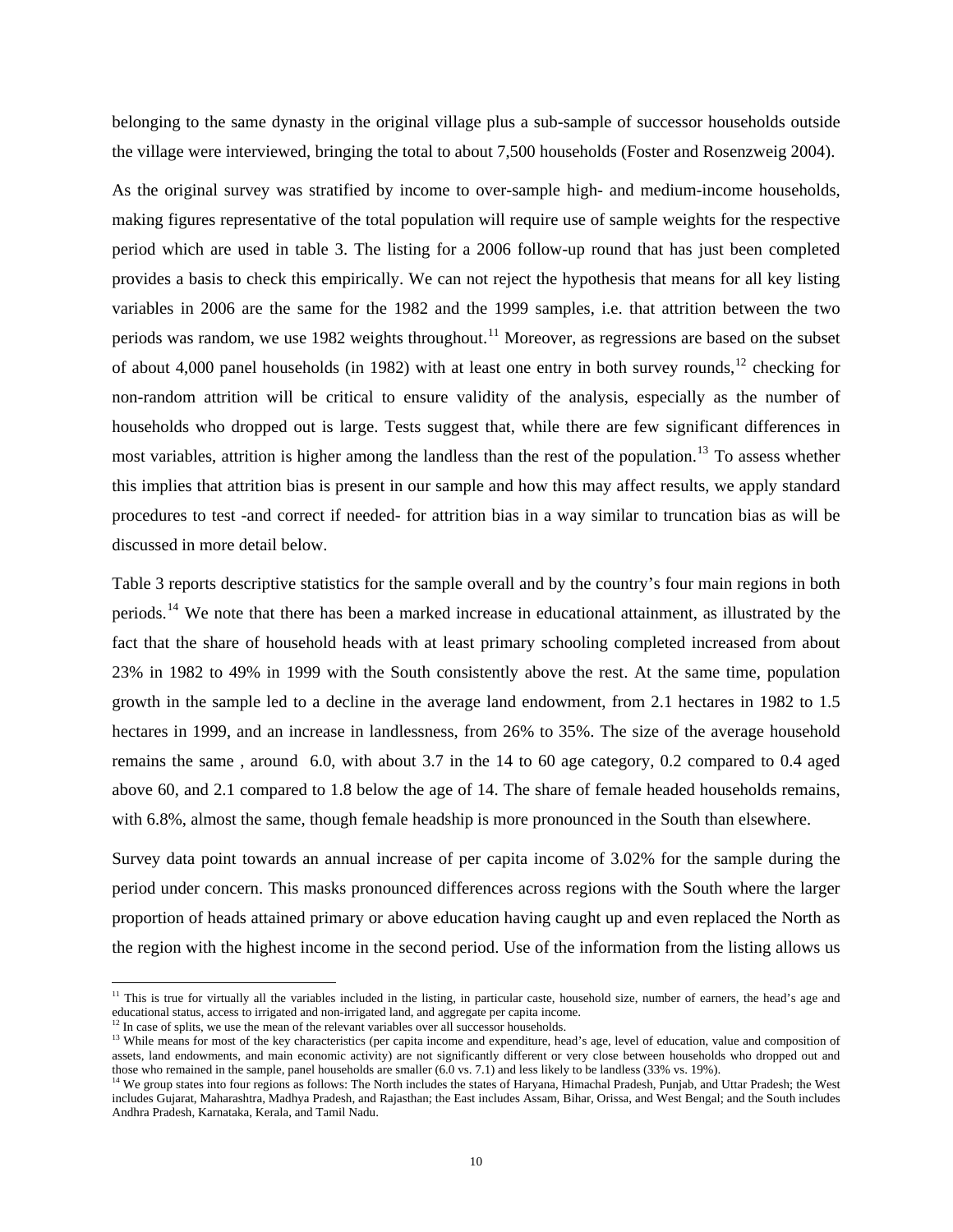belonging to the same dynasty in the original village plus a sub-sample of successor households outside the village were interviewed, bringing the total to about 7,500 households (Foster and Rosenzweig 2004).

As the original survey was stratified by income to over-sample high- and medium-income households, making figures representative of the total population will require use of sample weights for the respective period which are used in table 3. The listing for a 2006 follow-up round that has just been completed provides a basis to check this empirically. We can not reject the hypothesis that means for all key listing variables in 2006 are the same for the 1982 and the 1999 samples, i.e. that attrition between the two periods was random, we use 1982 weights throughout.[11] Moreover, as regressions are based on the subset of about 4,000 panel households (in 1982) with at least one entry in both survey rounds,[12] checking for non-random attrition will be critical to ensure validity of the analysis, especially as the number of households who dropped out is large. Tests suggest that, while there are few significant differences in most variables, attrition is higher among the landless than the rest of the population.[13] To assess whether this implies that attrition bias is present in our sample and how this may affect results, we apply standard procedures to test -and correct if needed- for attrition bias in a way similar to truncation bias as will be discussed in more detail below.

Table 3 reports descriptive statistics for the sample overall and by the country's four main regions in both periods.[14] We note that there has been a marked increase in educational attainment, as illustrated by the fact that the share of household heads with at least primary schooling completed increased from about 23% in 1982 to 49% in 1999 with the South consistently above the rest. At the same time, population growth in the sample led to a decline in the average land endowment, from 2.1 hectares in 1982 to 1.5 hectares in 1999, and an increase in landlessness, from 26% to 35%. The size of the average household remains the same , around 6.0, with about 3.7 in the 14 to 60 age category, 0.2 compared to 0.4 aged above 60, and 2.1 compared to 1.8 below the age of 14. The share of female headed households remains, with 6.8%, almost the same, though female headship is more pronounced in the South than elsewhere.

Survey data point towards an annual increase of per capita income of 3.02% for the sample during the period under concern. This masks pronounced differences across regions with the South where the larger proportion of heads attained primary or above education having caught up and even replaced the North as the region with the highest income in the second period. Use of the information from the listing allows us

---

[11] This is true for virtually all the variables included in the listing, in particular caste, household size, number of earners, the head's age and educational status, access to irrigated and non-irrigated land, and aggregate per capita income.

[12] In case of splits, we use the mean of the relevant variables over all successor households.

[13] While means for most of the key characteristics (per capita income and expenditure, head's age, level of education, value and composition of assets, land endowments, and main economic activity) are not significantly different or very close between households who dropped out and those who remained in the sample, panel households are smaller (6.0 vs. 7.1) and less likely to be landless (33% vs. 19%).

[14] We group states into four regions as follows: The North includes the states of Haryana, Himachal Pradesh, Punjab, and Uttar Pradesh; the West includes Gujarat, Maharashtra, Madhya Pradesh, and Rajasthan; the East includes Assam, Bihar, Orissa, and West Bengal; and the South includes Andhra Pradesh, Karnataka, Kerala, and Tamil Nadu.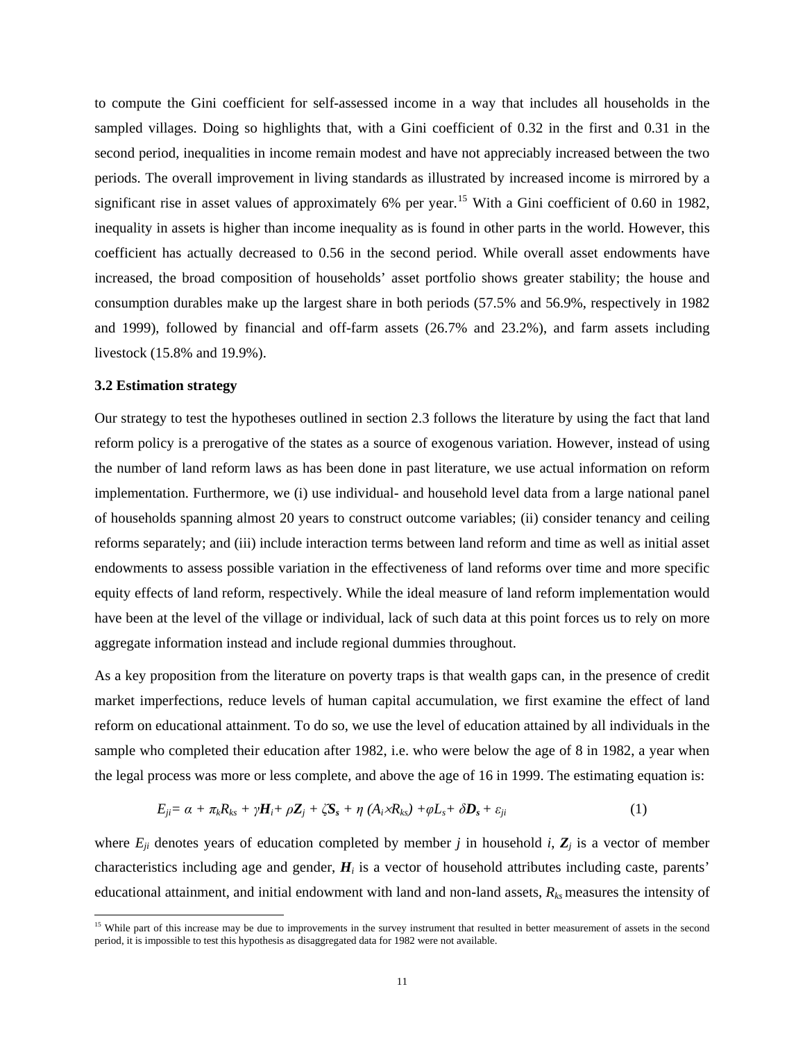to compute the Gini coefficient for self-assessed income in a way that includes all households in the sampled villages. Doing so highlights that, with a Gini coefficient of 0.32 in the first and 0.31 in the second period, inequalities in income remain modest and have not appreciably increased between the two periods. The overall improvement in living standards as illustrated by increased income is mirrored by a significant rise in asset values of approximately 6% per year.[15] With a Gini coefficient of 0.60 in 1982, inequality in assets is higher than income inequality as is found in other parts in the world. However, this coefficient has actually decreased to 0.56 in the second period. While overall asset endowments have increased, the broad composition of households' asset portfolio shows greater stability; the house and consumption durables make up the largest share in both periods (57.5% and 56.9%, respectively in 1982 and 1999), followed by financial and off-farm assets (26.7% and 23.2%), and farm assets including livestock (15.8% and 19.9%).

### 3.2 Estimation strategy

Our strategy to test the hypotheses outlined in section 2.3 follows the literature by using the fact that land reform policy is a prerogative of the states as a source of exogenous variation. However, instead of using the number of land reform laws as has been done in past literature, we use actual information on reform implementation. Furthermore, we (i) use individual- and household level data from a large national panel of households spanning almost 20 years to construct outcome variables; (ii) consider tenancy and ceiling reforms separately; and (iii) include interaction terms between land reform and time as well as initial asset endowments to assess possible variation in the effectiveness of land reforms over time and more specific equity effects of land reform, respectively. While the ideal measure of land reform implementation would have been at the level of the village or individual, lack of such data at this point forces us to rely on more aggregate information instead and include regional dummies throughout.

As a key proposition from the literature on poverty traps is that wealth gaps can, in the presence of credit market imperfections, reduce levels of human capital accumulation, we first examine the effect of land reform on educational attainment. To do so, we use the level of education attained by all individuals in the sample who completed their education after 1982, i.e. who were below the age of 8 in 1982, a year when the legal process was more or less complete, and above the age of 16 in 1999. The estimating equation is:

$$E_{ji} = \alpha + \pi_k R_{ks} + \gamma \boldsymbol{H}_i + \rho \boldsymbol{Z}_j + \zeta \boldsymbol{S}_s + \eta\,(A_i \times R_{ks}) + \varphi L_s + \delta \boldsymbol{D}_s + \varepsilon_{ji} \qquad (1)$$

where $E_{ji}$ denotes years of education completed by member $j$ in household $i$, $\boldsymbol{Z}_j$ is a vector of member characteristics including age and gender, $\boldsymbol{H}_i$ is a vector of household attributes including caste, parents' educational attainment, and initial endowment with land and non-land assets, $R_{ks}$ measures the intensity of

[15] While part of this increase may be due to improvements in the survey instrument that resulted in better measurement of assets in the second period, it is impossible to test this hypothesis as disaggregated data for 1982 were not available.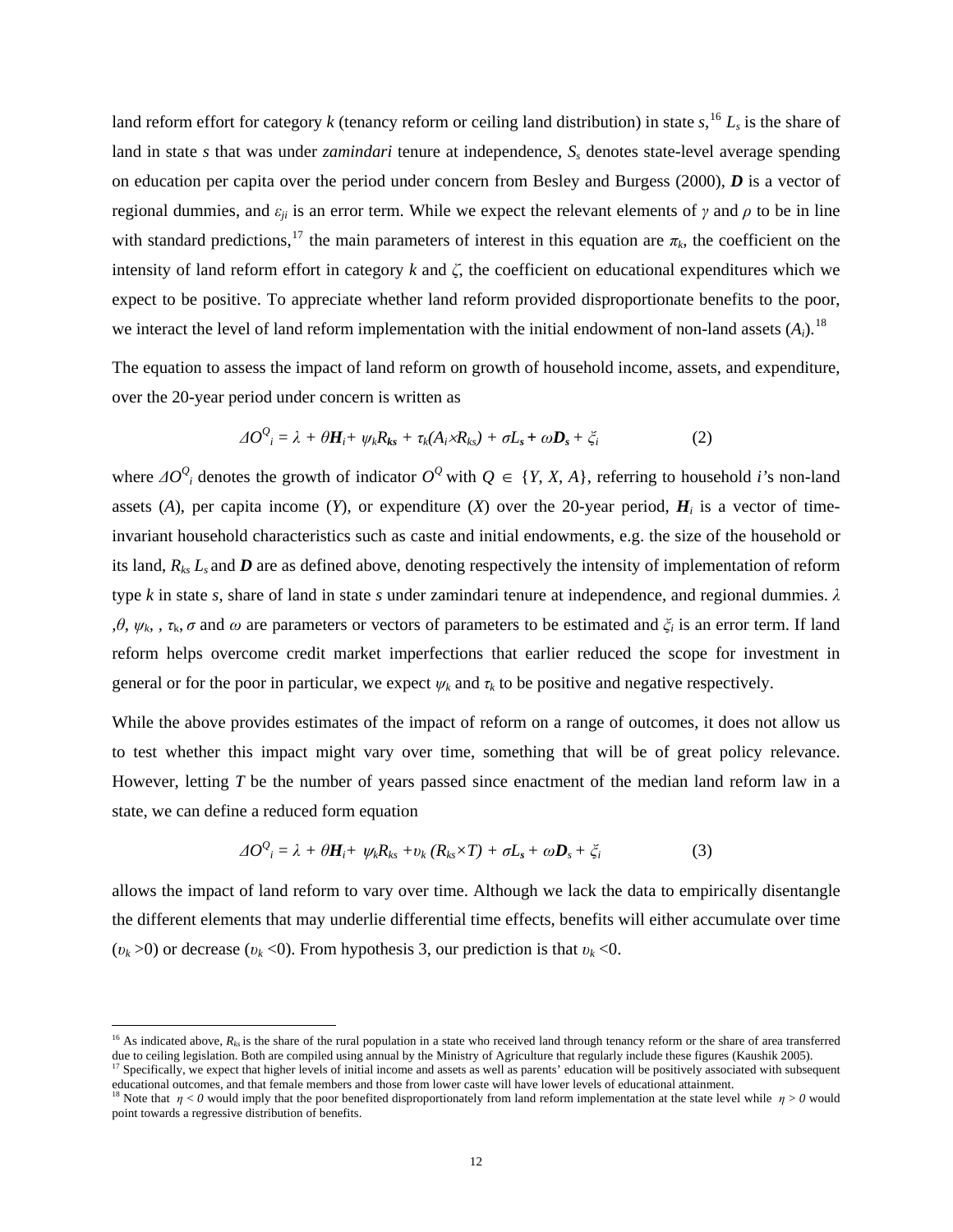land reform effort for category $k$ (tenancy reform or ceiling land distribution) in state $s$,[16] $L_s$ is the share of land in state $s$ that was under *zamindari* tenure at independence, $S_s$ denotes state-level average spending on education per capita over the period under concern from Besley and Burgess (2000), $\boldsymbol{D}$ is a vector of regional dummies, and $\varepsilon_{ji}$ is an error term. While we expect the relevant elements of $\gamma$ and $\rho$ to be in line with standard predictions,[17] the main parameters of interest in this equation are $\pi_k$, the coefficient on the intensity of land reform effort in category $k$ and $\zeta$, the coefficient on educational expenditures which we expect to be positive. To appreciate whether land reform provided disproportionate benefits to the poor, we interact the level of land reform implementation with the initial endowment of non-land assets ($A_i$).[18]

The equation to assess the impact of land reform on growth of household income, assets, and expenditure, over the 20-year period under concern is written as

$$\Delta O^Q{}_i = \lambda + \theta \boldsymbol{H}_i + \psi_k R_{ks} + \tau_k (A_i \times R_{ks}) + \sigma L_s + \omega \boldsymbol{D}_s + \xi_i \qquad (2)$$

where $\Delta O^Q{}_i$ denotes the growth of indicator $O^Q$ with $Q \in \{Y, X, A\}$, referring to household $i$'s non-land assets ($A$), per capita income ($Y$), or expenditure ($X$) over the 20-year period, $\boldsymbol{H}_i$ is a vector of time-invariant household characteristics such as caste and initial endowments, e.g. the size of the household or its land, $R_{ks}$ $L_s$ and $\boldsymbol{D}$ are as defined above, denoting respectively the intensity of implementation of reform type $k$ in state $s$, share of land in state $s$ under zamindari tenure at independence, and regional dummies. $\lambda$ ,$\theta$, $\psi_k$, , $\tau_k$, $\sigma$ and $\omega$ are parameters or vectors of parameters to be estimated and $\xi_i$ is an error term. If land reform helps overcome credit market imperfections that earlier reduced the scope for investment in general or for the poor in particular, we expect $\psi_k$ and $\tau_k$ to be positive and negative respectively.

While the above provides estimates of the impact of reform on a range of outcomes, it does not allow us to test whether this impact might vary over time, something that will be of great policy relevance. However, letting $T$ be the number of years passed since enactment of the median land reform law in a state, we can define a reduced form equation

$$\Delta O^Q{}_i = \lambda + \theta \boldsymbol{H}_i + \psi_k R_{ks} + \upsilon_k (R_{ks} \times T) + \sigma L_s + \omega \boldsymbol{D}_s + \xi_i \qquad (3)$$

allows the impact of land reform to vary over time. Although we lack the data to empirically disentangle the different elements that may underlie differential time effects, benefits will either accumulate over time ($\upsilon_k > 0$) or decrease ($\upsilon_k < 0$). From hypothesis 3, our prediction is that $\upsilon_k < 0$.

---

[16] As indicated above, $R_{ks}$ is the share of the rural population in a state who received land through tenancy reform or the share of area transferred due to ceiling legislation. Both are compiled using annual by the Ministry of Agriculture that regularly include these figures (Kaushik 2005).

[17] Specifically, we expect that higher levels of initial income and assets as well as parents' education will be positively associated with subsequent educational outcomes, and that female members and those from lower caste will have lower levels of educational attainment.

[18] Note that $\eta < 0$ would imply that the poor benefited disproportionately from land reform implementation at the state level while $\eta > 0$ would point towards a regressive distribution of benefits.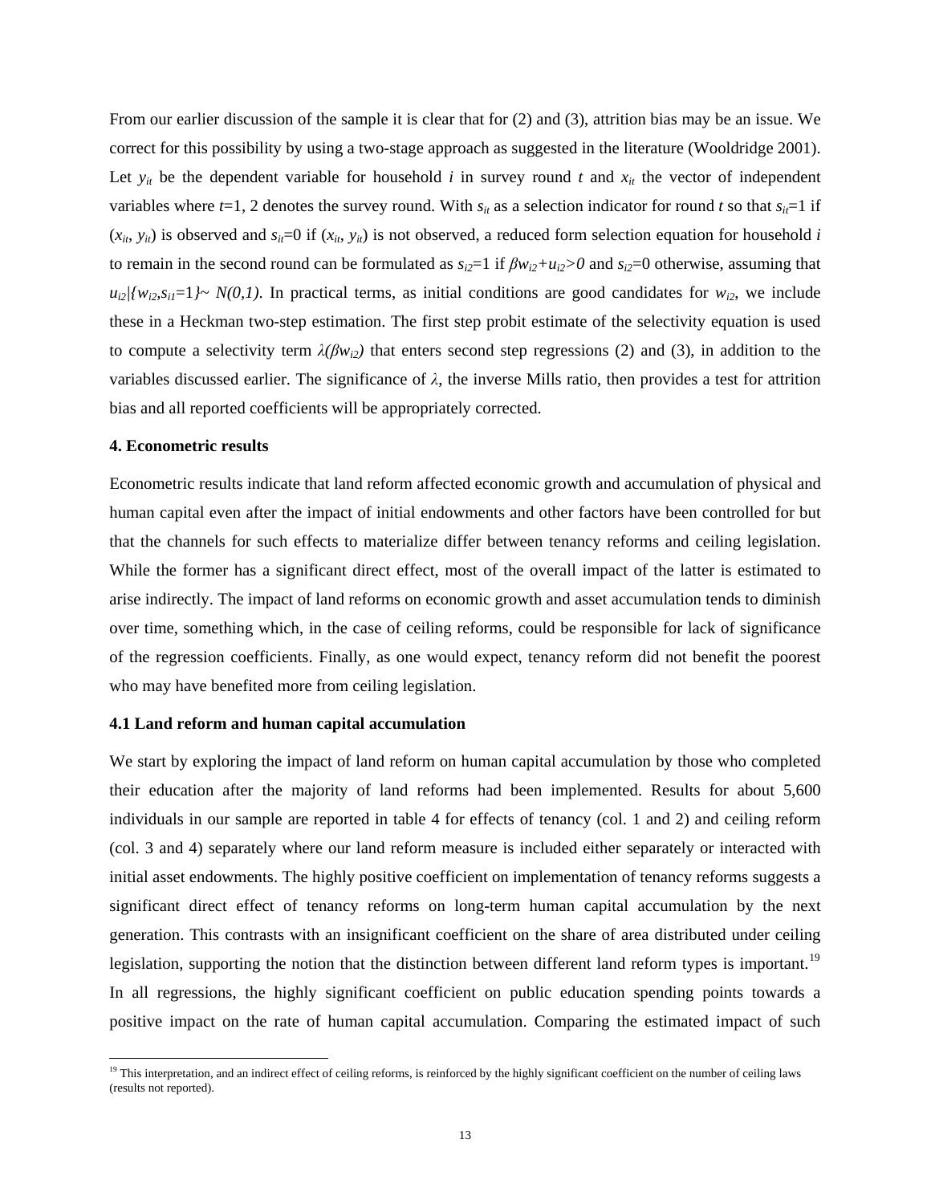From our earlier discussion of the sample it is clear that for (2) and (3), attrition bias may be an issue. We correct for this possibility by using a two-stage approach as suggested in the literature (Wooldridge 2001). Let $y_{it}$ be the dependent variable for household $i$ in survey round $t$ and $x_{it}$ the vector of independent variables where $t$=1, 2 denotes the survey round. With $s_{it}$ as a selection indicator for round $t$ so that $s_{it}$=1 if ($x_{it}$, $y_{it}$) is observed and $s_{it}$=0 if ($x_{it}$, $y_{it}$) is not observed, a reduced form selection equation for household $i$ to remain in the second round can be formulated as $s_{i2}=1$ if $\beta w_{i2}+u_{i2}>0$ and $s_{i2}=0$ otherwise, assuming that $u_{i2}|\{w_{i2},s_{i1}=1\}\sim N(0,1)$. In practical terms, as initial conditions are good candidates for $w_{i2}$, we include these in a Heckman two-step estimation. The first step probit estimate of the selectivity equation is used to compute a selectivity term $\lambda(\beta w_{i2})$ that enters second step regressions (2) and (3), in addition to the variables discussed earlier. The significance of $\lambda$, the inverse Mills ratio, then provides a test for attrition bias and all reported coefficients will be appropriately corrected.

## 4. Econometric results

Econometric results indicate that land reform affected economic growth and accumulation of physical and human capital even after the impact of initial endowments and other factors have been controlled for but that the channels for such effects to materialize differ between tenancy reforms and ceiling legislation. While the former has a significant direct effect, most of the overall impact of the latter is estimated to arise indirectly. The impact of land reforms on economic growth and asset accumulation tends to diminish over time, something which, in the case of ceiling reforms, could be responsible for lack of significance of the regression coefficients. Finally, as one would expect, tenancy reform did not benefit the poorest who may have benefited more from ceiling legislation.

### 4.1 Land reform and human capital accumulation

We start by exploring the impact of land reform on human capital accumulation by those who completed their education after the majority of land reforms had been implemented. Results for about 5,600 individuals in our sample are reported in table 4 for effects of tenancy (col. 1 and 2) and ceiling reform (col. 3 and 4) separately where our land reform measure is included either separately or interacted with initial asset endowments. The highly positive coefficient on implementation of tenancy reforms suggests a significant direct effect of tenancy reforms on long-term human capital accumulation by the next generation. This contrasts with an insignificant coefficient on the share of area distributed under ceiling legislation, supporting the notion that the distinction between different land reform types is important.[19] In all regressions, the highly significant coefficient on public education spending points towards a positive impact on the rate of human capital accumulation. Comparing the estimated impact of such

[19] This interpretation, and an indirect effect of ceiling reforms, is reinforced by the highly significant coefficient on the number of ceiling laws (results not reported).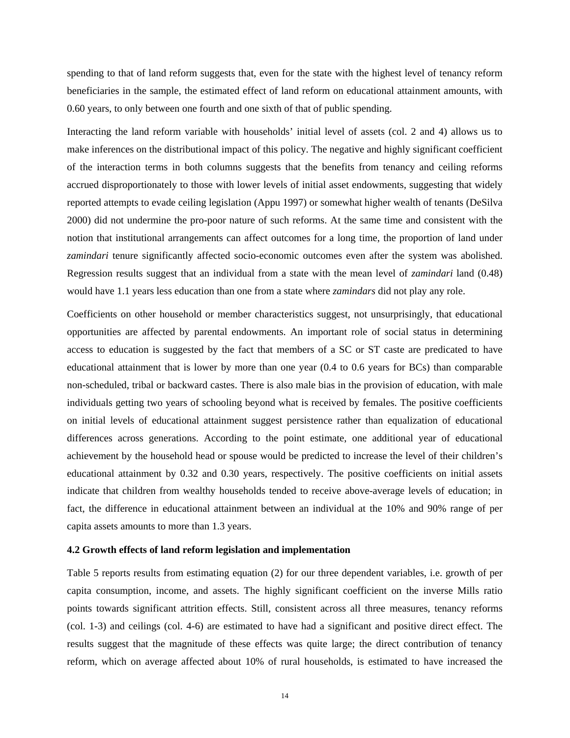spending to that of land reform suggests that, even for the state with the highest level of tenancy reform beneficiaries in the sample, the estimated effect of land reform on educational attainment amounts, with 0.60 years, to only between one fourth and one sixth of that of public spending.

Interacting the land reform variable with households' initial level of assets (col. 2 and 4) allows us to make inferences on the distributional impact of this policy. The negative and highly significant coefficient of the interaction terms in both columns suggests that the benefits from tenancy and ceiling reforms accrued disproportionately to those with lower levels of initial asset endowments, suggesting that widely reported attempts to evade ceiling legislation (Appu 1997) or somewhat higher wealth of tenants (DeSilva 2000) did not undermine the pro-poor nature of such reforms. At the same time and consistent with the notion that institutional arrangements can affect outcomes for a long time, the proportion of land under *zamindari* tenure significantly affected socio-economic outcomes even after the system was abolished. Regression results suggest that an individual from a state with the mean level of *zamindari* land (0.48) would have 1.1 years less education than one from a state where *zamindars* did not play any role.

Coefficients on other household or member characteristics suggest, not unsurprisingly, that educational opportunities are affected by parental endowments. An important role of social status in determining access to education is suggested by the fact that members of a SC or ST caste are predicated to have educational attainment that is lower by more than one year (0.4 to 0.6 years for BCs) than comparable non-scheduled, tribal or backward castes. There is also male bias in the provision of education, with male individuals getting two years of schooling beyond what is received by females. The positive coefficients on initial levels of educational attainment suggest persistence rather than equalization of educational differences across generations. According to the point estimate, one additional year of educational achievement by the household head or spouse would be predicted to increase the level of their children's educational attainment by 0.32 and 0.30 years, respectively. The positive coefficients on initial assets indicate that children from wealthy households tended to receive above-average levels of education; in fact, the difference in educational attainment between an individual at the 10% and 90% range of per capita assets amounts to more than 1.3 years.

**4.2 Growth effects of land reform legislation and implementation**

Table 5 reports results from estimating equation (2) for our three dependent variables, i.e. growth of per capita consumption, income, and assets. The highly significant coefficient on the inverse Mills ratio points towards significant attrition effects. Still, consistent across all three measures, tenancy reforms (col. 1-3) and ceilings (col. 4-6) are estimated to have had a significant and positive direct effect. The results suggest that the magnitude of these effects was quite large; the direct contribution of tenancy reform, which on average affected about 10% of rural households, is estimated to have increased the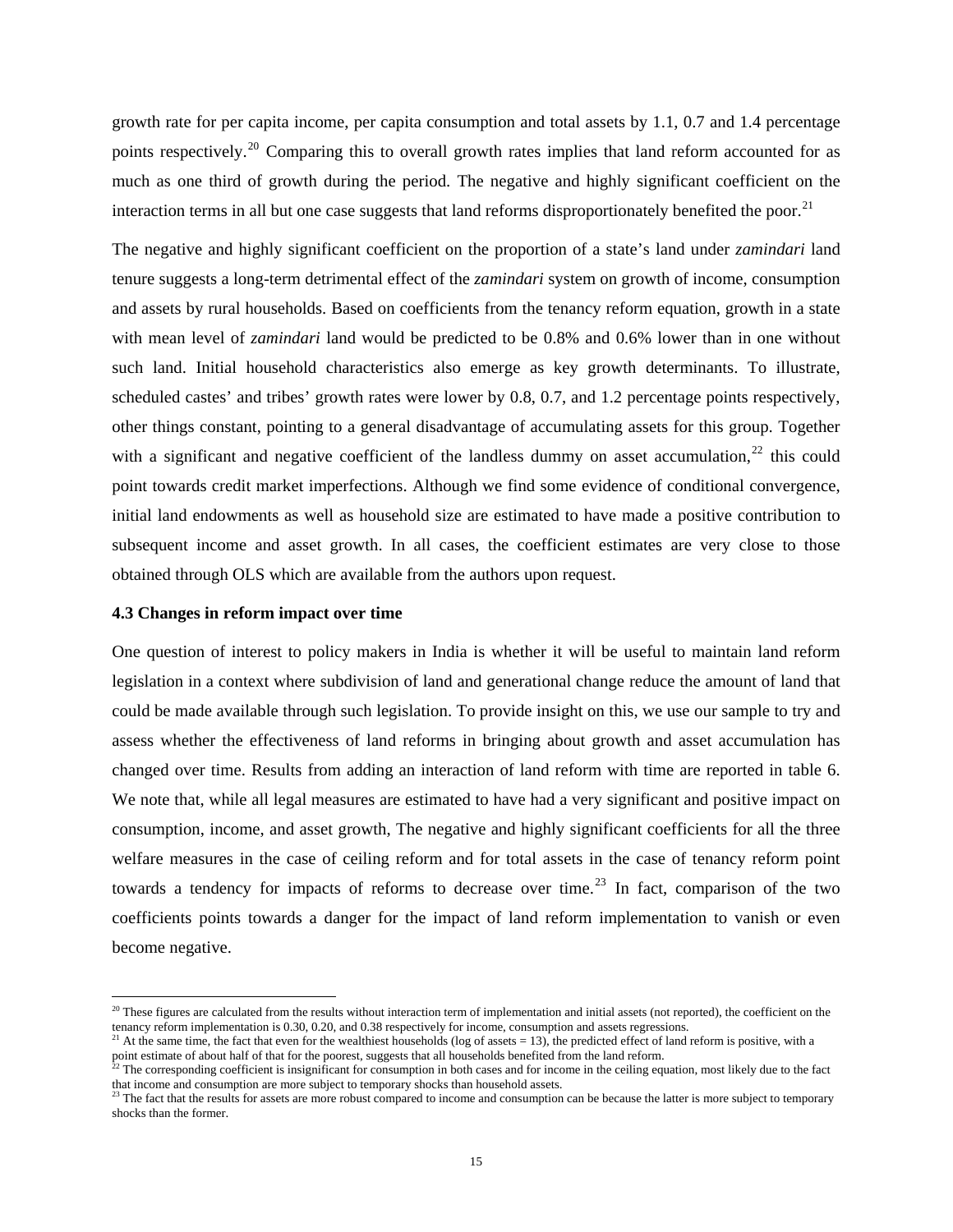growth rate for per capita income, per capita consumption and total assets by 1.1, 0.7 and 1.4 percentage points respectively.[20] Comparing this to overall growth rates implies that land reform accounted for as much as one third of growth during the period. The negative and highly significant coefficient on the interaction terms in all but one case suggests that land reforms disproportionately benefited the poor.[21]

The negative and highly significant coefficient on the proportion of a state's land under *zamindari* land tenure suggests a long-term detrimental effect of the *zamindari* system on growth of income, consumption and assets by rural households. Based on coefficients from the tenancy reform equation, growth in a state with mean level of *zamindari* land would be predicted to be 0.8% and 0.6% lower than in one without such land. Initial household characteristics also emerge as key growth determinants. To illustrate, scheduled castes' and tribes' growth rates were lower by 0.8, 0.7, and 1.2 percentage points respectively, other things constant, pointing to a general disadvantage of accumulating assets for this group. Together with a significant and negative coefficient of the landless dummy on asset accumulation,[22] this could point towards credit market imperfections. Although we find some evidence of conditional convergence, initial land endowments as well as household size are estimated to have made a positive contribution to subsequent income and asset growth. In all cases, the coefficient estimates are very close to those obtained through OLS which are available from the authors upon request.

### 4.3 Changes in reform impact over time

One question of interest to policy makers in India is whether it will be useful to maintain land reform legislation in a context where subdivision of land and generational change reduce the amount of land that could be made available through such legislation. To provide insight on this, we use our sample to try and assess whether the effectiveness of land reforms in bringing about growth and asset accumulation has changed over time. Results from adding an interaction of land reform with time are reported in table 6. We note that, while all legal measures are estimated to have had a very significant and positive impact on consumption, income, and asset growth, The negative and highly significant coefficients for all the three welfare measures in the case of ceiling reform and for total assets in the case of tenancy reform point towards a tendency for impacts of reforms to decrease over time.[23] In fact, comparison of the two coefficients points towards a danger for the impact of land reform implementation to vanish or even become negative.

---

[20] These figures are calculated from the results without interaction term of implementation and initial assets (not reported), the coefficient on the tenancy reform implementation is 0.30, 0.20, and 0.38 respectively for income, consumption and assets regressions.

[21] At the same time, the fact that even for the wealthiest households (log of assets = 13), the predicted effect of land reform is positive, with a point estimate of about half of that for the poorest, suggests that all households benefited from the land reform.

[22] The corresponding coefficient is insignificant for consumption in both cases and for income in the ceiling equation, most likely due to the fact that income and consumption are more subject to temporary shocks than household assets.

[23] The fact that the results for assets are more robust compared to income and consumption can be because the latter is more subject to temporary shocks than the former.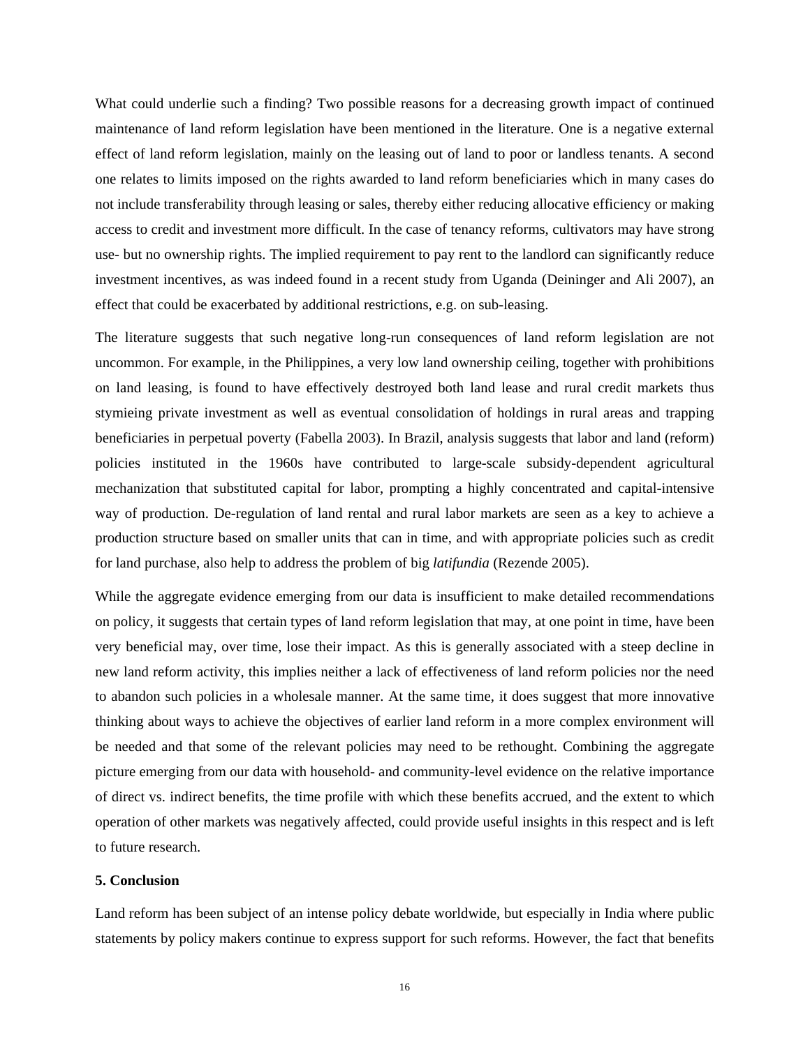What could underlie such a finding? Two possible reasons for a decreasing growth impact of continued maintenance of land reform legislation have been mentioned in the literature. One is a negative external effect of land reform legislation, mainly on the leasing out of land to poor or landless tenants. A second one relates to limits imposed on the rights awarded to land reform beneficiaries which in many cases do not include transferability through leasing or sales, thereby either reducing allocative efficiency or making access to credit and investment more difficult. In the case of tenancy reforms, cultivators may have strong use- but no ownership rights. The implied requirement to pay rent to the landlord can significantly reduce investment incentives, as was indeed found in a recent study from Uganda (Deininger and Ali 2007), an effect that could be exacerbated by additional restrictions, e.g. on sub-leasing.

The literature suggests that such negative long-run consequences of land reform legislation are not uncommon. For example, in the Philippines, a very low land ownership ceiling, together with prohibitions on land leasing, is found to have effectively destroyed both land lease and rural credit markets thus stymieing private investment as well as eventual consolidation of holdings in rural areas and trapping beneficiaries in perpetual poverty (Fabella 2003). In Brazil, analysis suggests that labor and land (reform) policies instituted in the 1960s have contributed to large-scale subsidy-dependent agricultural mechanization that substituted capital for labor, prompting a highly concentrated and capital-intensive way of production. De-regulation of land rental and rural labor markets are seen as a key to achieve a production structure based on smaller units that can in time, and with appropriate policies such as credit for land purchase, also help to address the problem of big *latifundia* (Rezende 2005).

While the aggregate evidence emerging from our data is insufficient to make detailed recommendations on policy, it suggests that certain types of land reform legislation that may, at one point in time, have been very beneficial may, over time, lose their impact. As this is generally associated with a steep decline in new land reform activity, this implies neither a lack of effectiveness of land reform policies nor the need to abandon such policies in a wholesale manner. At the same time, it does suggest that more innovative thinking about ways to achieve the objectives of earlier land reform in a more complex environment will be needed and that some of the relevant policies may need to be rethought. Combining the aggregate picture emerging from our data with household- and community-level evidence on the relative importance of direct vs. indirect benefits, the time profile with which these benefits accrued, and the extent to which operation of other markets was negatively affected, could provide useful insights in this respect and is left to future research.

## 5. Conclusion

Land reform has been subject of an intense policy debate worldwide, but especially in India where public statements by policy makers continue to express support for such reforms. However, the fact that benefits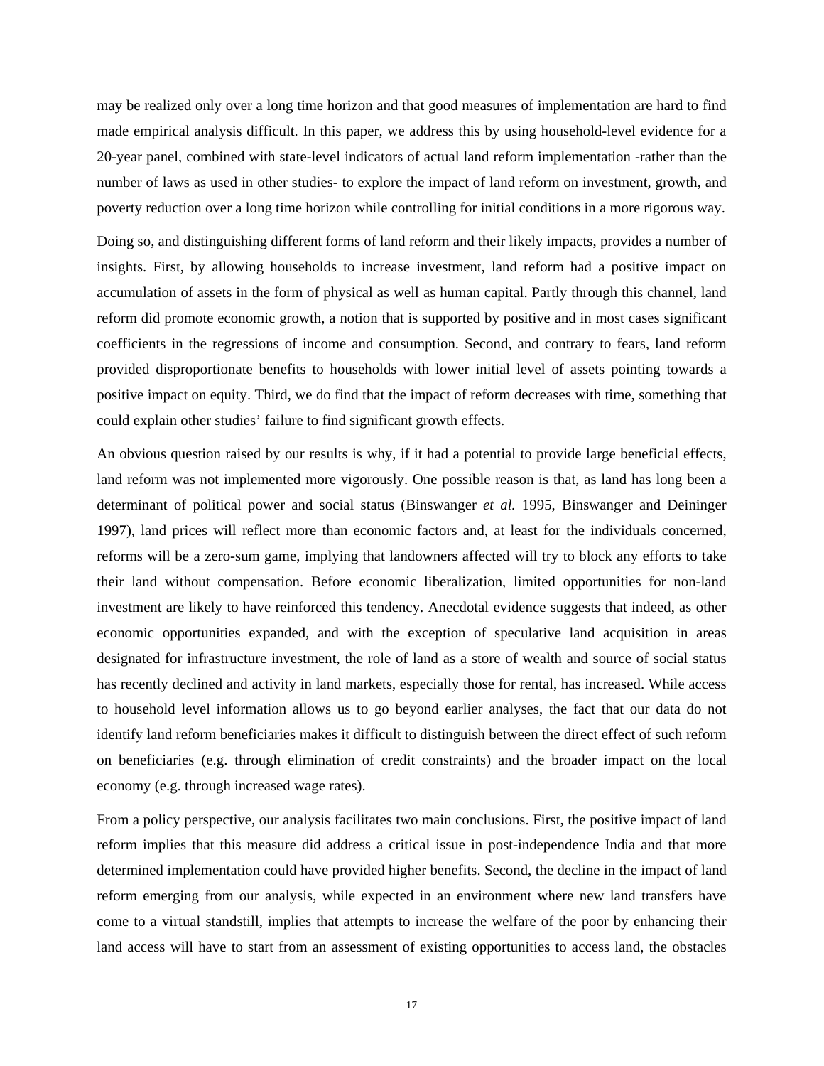may be realized only over a long time horizon and that good measures of implementation are hard to find made empirical analysis difficult. In this paper, we address this by using household-level evidence for a 20-year panel, combined with state-level indicators of actual land reform implementation -rather than the number of laws as used in other studies- to explore the impact of land reform on investment, growth, and poverty reduction over a long time horizon while controlling for initial conditions in a more rigorous way.

Doing so, and distinguishing different forms of land reform and their likely impacts, provides a number of insights. First, by allowing households to increase investment, land reform had a positive impact on accumulation of assets in the form of physical as well as human capital. Partly through this channel, land reform did promote economic growth, a notion that is supported by positive and in most cases significant coefficients in the regressions of income and consumption. Second, and contrary to fears, land reform provided disproportionate benefits to households with lower initial level of assets pointing towards a positive impact on equity. Third, we do find that the impact of reform decreases with time, something that could explain other studies' failure to find significant growth effects.

An obvious question raised by our results is why, if it had a potential to provide large beneficial effects, land reform was not implemented more vigorously. One possible reason is that, as land has long been a determinant of political power and social status (Binswanger *et al.* 1995, Binswanger and Deininger 1997), land prices will reflect more than economic factors and, at least for the individuals concerned, reforms will be a zero-sum game, implying that landowners affected will try to block any efforts to take their land without compensation. Before economic liberalization, limited opportunities for non-land investment are likely to have reinforced this tendency. Anecdotal evidence suggests that indeed, as other economic opportunities expanded, and with the exception of speculative land acquisition in areas designated for infrastructure investment, the role of land as a store of wealth and source of social status has recently declined and activity in land markets, especially those for rental, has increased. While access to household level information allows us to go beyond earlier analyses, the fact that our data do not identify land reform beneficiaries makes it difficult to distinguish between the direct effect of such reform on beneficiaries (e.g. through elimination of credit constraints) and the broader impact on the local economy (e.g. through increased wage rates).

From a policy perspective, our analysis facilitates two main conclusions. First, the positive impact of land reform implies that this measure did address a critical issue in post-independence India and that more determined implementation could have provided higher benefits. Second, the decline in the impact of land reform emerging from our analysis, while expected in an environment where new land transfers have come to a virtual standstill, implies that attempts to increase the welfare of the poor by enhancing their land access will have to start from an assessment of existing opportunities to access land, the obstacles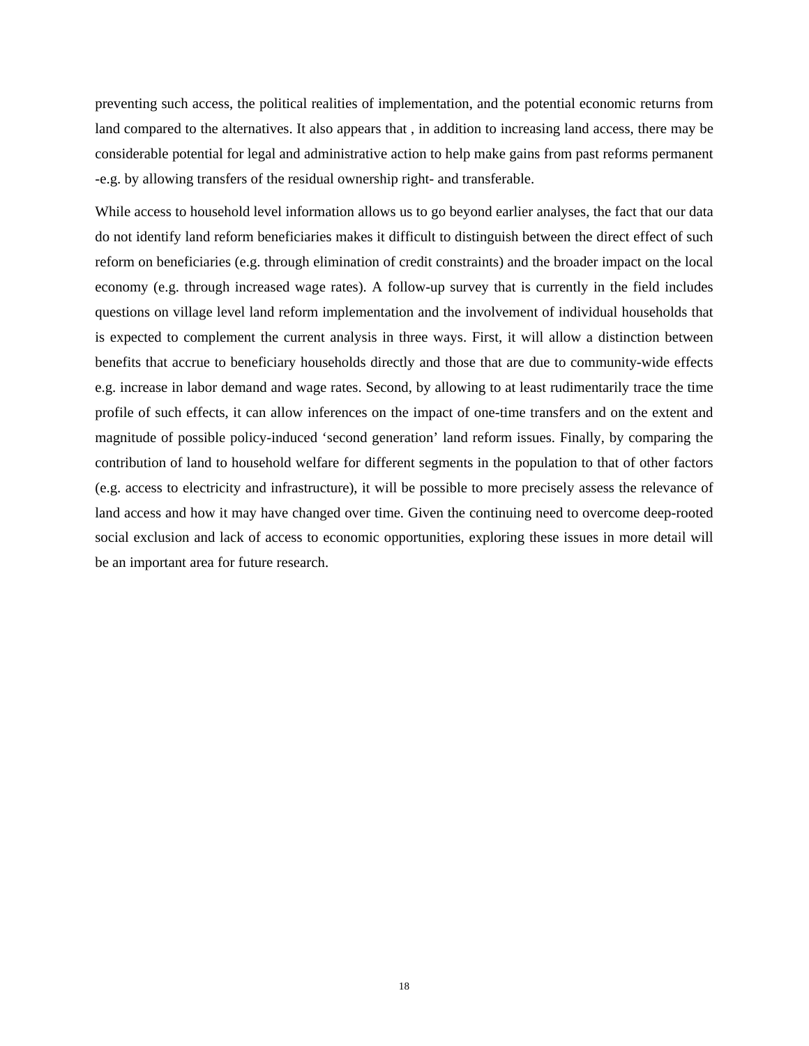preventing such access, the political realities of implementation, and the potential economic returns from land compared to the alternatives. It also appears that , in addition to increasing land access, there may be considerable potential for legal and administrative action to help make gains from past reforms permanent -e.g. by allowing transfers of the residual ownership right- and transferable.

While access to household level information allows us to go beyond earlier analyses, the fact that our data do not identify land reform beneficiaries makes it difficult to distinguish between the direct effect of such reform on beneficiaries (e.g. through elimination of credit constraints) and the broader impact on the local economy (e.g. through increased wage rates). A follow-up survey that is currently in the field includes questions on village level land reform implementation and the involvement of individual households that is expected to complement the current analysis in three ways. First, it will allow a distinction between benefits that accrue to beneficiary households directly and those that are due to community-wide effects e.g. increase in labor demand and wage rates. Second, by allowing to at least rudimentarily trace the time profile of such effects, it can allow inferences on the impact of one-time transfers and on the extent and magnitude of possible policy-induced 'second generation' land reform issues. Finally, by comparing the contribution of land to household welfare for different segments in the population to that of other factors (e.g. access to electricity and infrastructure), it will be possible to more precisely assess the relevance of land access and how it may have changed over time. Given the continuing need to overcome deep-rooted social exclusion and lack of access to economic opportunities, exploring these issues in more detail will be an important area for future research.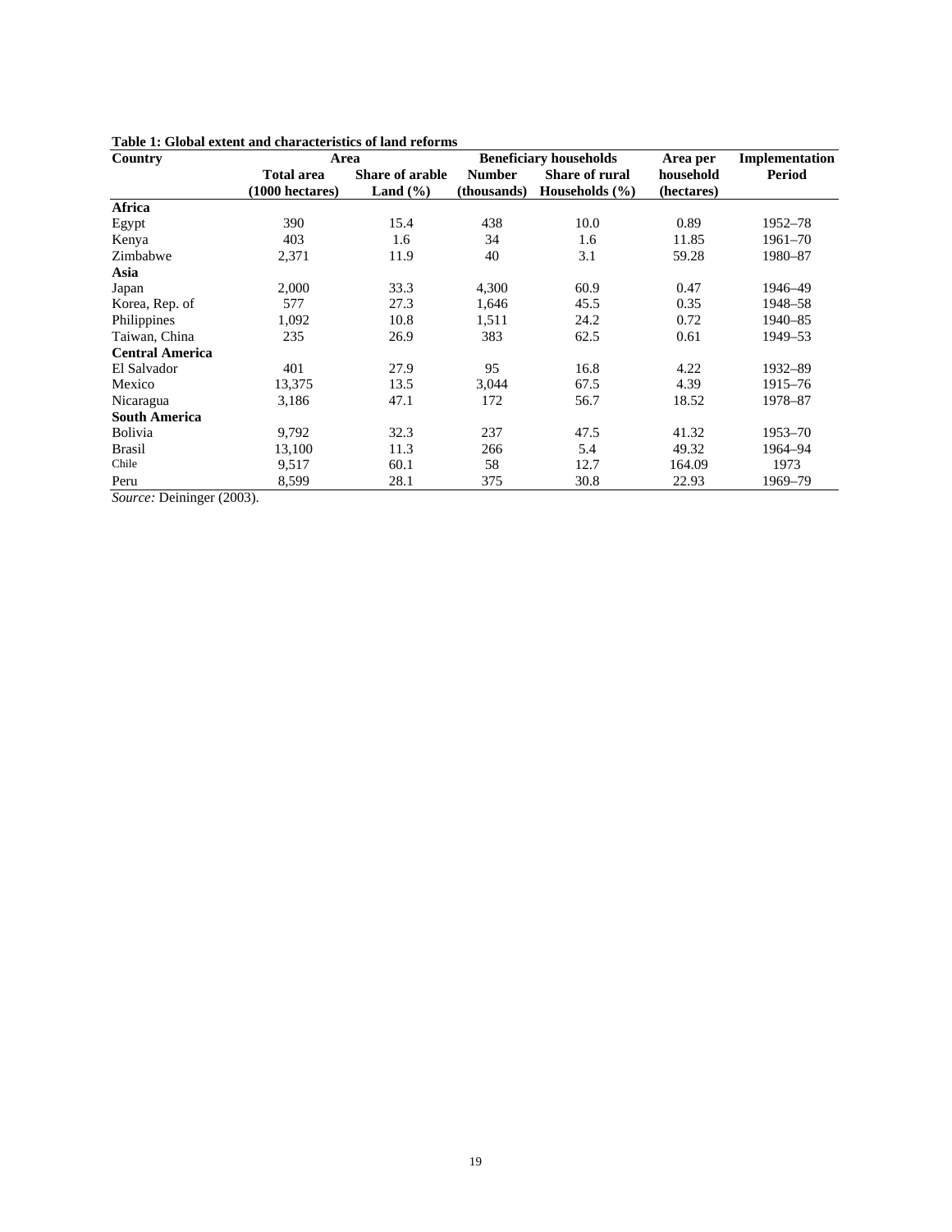**Table 1: Global extent and characteristics of land reforms**

| Country | Area | | Beneficiary households | | Area per household (hectares) | Implementation Period |
|---|---|---|---|---|---|---|
| | Total area (1000 hectares) | Share of arable Land (%) | Number (thousands) | Share of rural Households (%) | | |
| **Africa** | | | | | | |
| Egypt | 390 | 15.4 | 438 | 10.0 | 0.89 | 1952–78 |
| Kenya | 403 | 1.6 | 34 | 1.6 | 11.85 | 1961–70 |
| Zimbabwe | 2,371 | 11.9 | 40 | 3.1 | 59.28 | 1980–87 |
| **Asia** | | | | | | |
| Japan | 2,000 | 33.3 | 4,300 | 60.9 | 0.47 | 1946–49 |
| Korea, Rep. of | 577 | 27.3 | 1,646 | 45.5 | 0.35 | 1948–58 |
| Philippines | 1,092 | 10.8 | 1,511 | 24.2 | 0.72 | 1940–85 |
| Taiwan, China | 235 | 26.9 | 383 | 62.5 | 0.61 | 1949–53 |
| **Central America** | | | | | | |
| El Salvador | 401 | 27.9 | 95 | 16.8 | 4.22 | 1932–89 |
| Mexico | 13,375 | 13.5 | 3,044 | 67.5 | 4.39 | 1915–76 |
| Nicaragua | 3,186 | 47.1 | 172 | 56.7 | 18.52 | 1978–87 |
| **South America** | | | | | | |
| Bolivia | 9,792 | 32.3 | 237 | 47.5 | 41.32 | 1953–70 |
| Brasil | 13,100 | 11.3 | 266 | 5.4 | 49.32 | 1964–94 |
| Chile | 9,517 | 60.1 | 58 | 12.7 | 164.09 | 1973 |
| Peru | 8,599 | 28.1 | 375 | 30.8 | 22.93 | 1969–79 |

*Source:* Deininger (2003).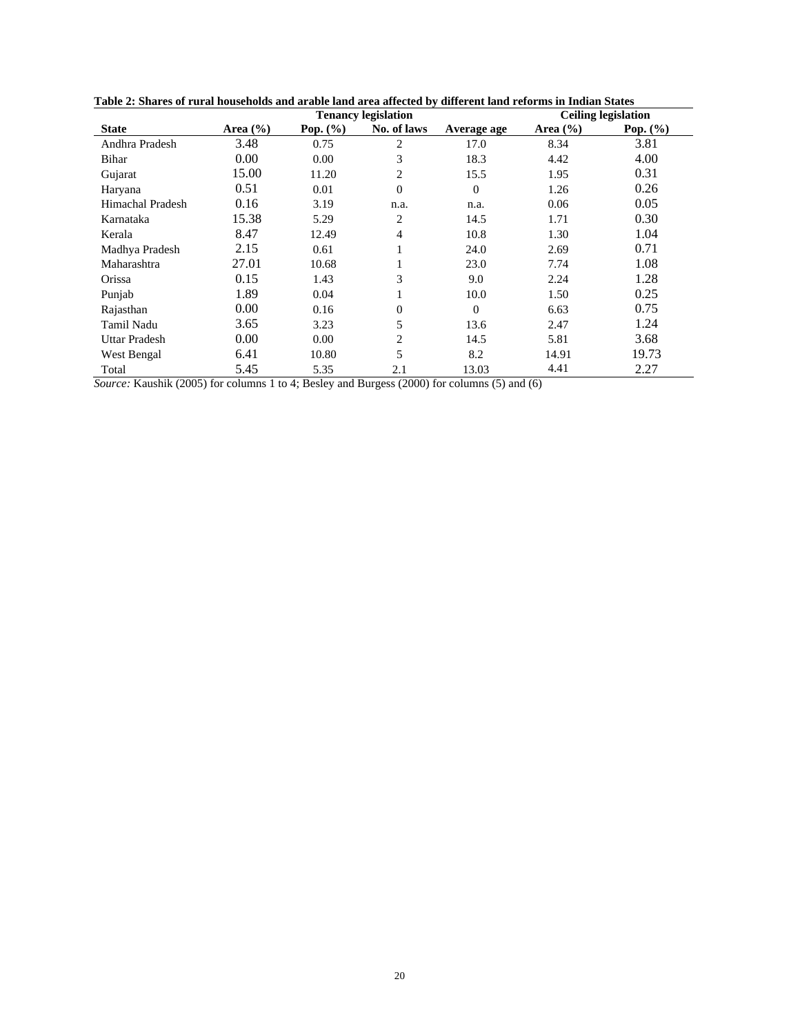**Table 2: Shares of rural households and arable land area affected by different land reforms in Indian States**

| | Tenancy legislation | | | | Ceiling legislation | |
|---|---|---|---|---|---|---|
| **State** | **Area (%)** | **Pop. (%)** | **No. of laws** | **Average age** | **Area (%)** | **Pop. (%)** |
| Andhra Pradesh | 3.48 | 0.75 | 2 | 17.0 | 8.34 | 3.81 |
| Bihar | 0.00 | 0.00 | 3 | 18.3 | 4.42 | 4.00 |
| Gujarat | 15.00 | 11.20 | 2 | 15.5 | 1.95 | 0.31 |
| Haryana | 0.51 | 0.01 | 0 | 0 | 1.26 | 0.26 |
| Himachal Pradesh | 0.16 | 3.19 | n.a. | n.a. | 0.06 | 0.05 |
| Karnataka | 15.38 | 5.29 | 2 | 14.5 | 1.71 | 0.30 |
| Kerala | 8.47 | 12.49 | 4 | 10.8 | 1.30 | 1.04 |
| Madhya Pradesh | 2.15 | 0.61 | 1 | 24.0 | 2.69 | 0.71 |
| Maharashtra | 27.01 | 10.68 | 1 | 23.0 | 7.74 | 1.08 |
| Orissa | 0.15 | 1.43 | 3 | 9.0 | 2.24 | 1.28 |
| Punjab | 1.89 | 0.04 | 1 | 10.0 | 1.50 | 0.25 |
| Rajasthan | 0.00 | 0.16 | 0 | 0 | 6.63 | 0.75 |
| Tamil Nadu | 3.65 | 3.23 | 5 | 13.6 | 2.47 | 1.24 |
| Uttar Pradesh | 0.00 | 0.00 | 2 | 14.5 | 5.81 | 3.68 |
| West Bengal | 6.41 | 10.80 | 5 | 8.2 | 14.91 | 19.73 |
| Total | 5.45 | 5.35 | 2.1 | 13.03 | 4.41 | 2.27 |

*Source:* Kaushik (2005) for columns 1 to 4; Besley and Burgess (2000) for columns (5) and (6)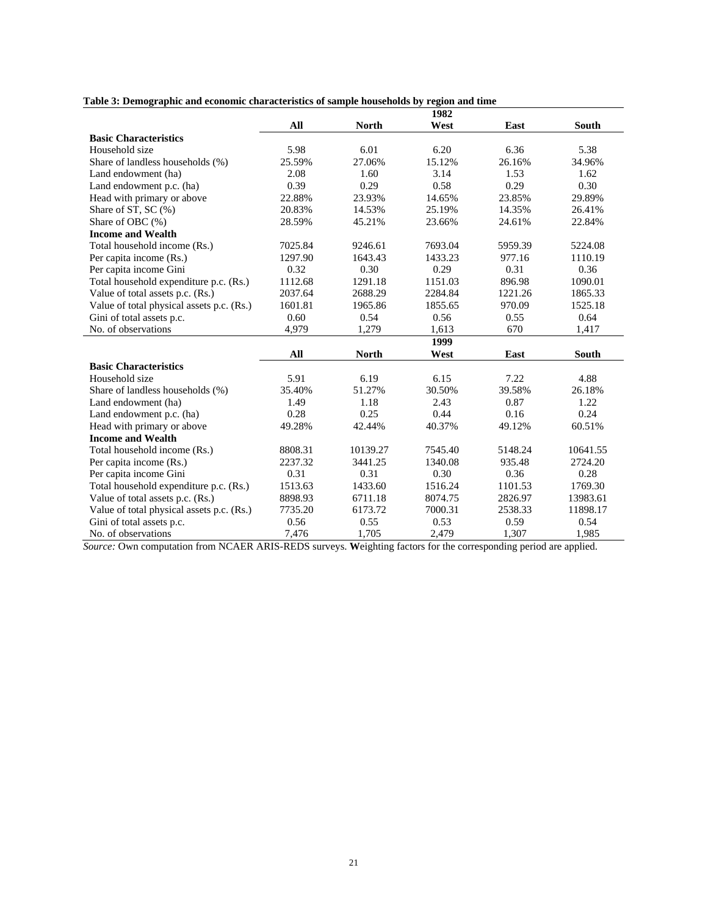**Table 3: Demographic and economic characteristics of sample households by region and time**

| | 1982 | | | | |
|---|---|---|---|---|---|
| | **All** | **North** | **West** | **East** | **South** |
| **Basic Characteristics** | | | | | |
| Household size | 5.98 | 6.01 | 6.20 | 6.36 | 5.38 |
| Share of landless households (%) | 25.59% | 27.06% | 15.12% | 26.16% | 34.96% |
| Land endowment (ha) | 2.08 | 1.60 | 3.14 | 1.53 | 1.62 |
| Land endowment p.c. (ha) | 0.39 | 0.29 | 0.58 | 0.29 | 0.30 |
| Head with primary or above | 22.88% | 23.93% | 14.65% | 23.85% | 29.89% |
| Share of ST, SC (%) | 20.83% | 14.53% | 25.19% | 14.35% | 26.41% |
| Share of OBC (%) | 28.59% | 45.21% | 23.66% | 24.61% | 22.84% |
| **Income and Wealth** | | | | | |
| Total household income (Rs.) | 7025.84 | 9246.61 | 7693.04 | 5959.39 | 5224.08 |
| Per capita income (Rs.) | 1297.90 | 1643.43 | 1433.23 | 977.16 | 1110.19 |
| Per capita income Gini | 0.32 | 0.30 | 0.29 | 0.31 | 0.36 |
| Total household expenditure p.c. (Rs.) | 1112.68 | 1291.18 | 1151.03 | 896.98 | 1090.01 |
| Value of total assets p.c. (Rs.) | 2037.64 | 2688.29 | 2284.84 | 1221.26 | 1865.33 |
| Value of total physical assets p.c. (Rs.) | 1601.81 | 1965.86 | 1855.65 | 970.09 | 1525.18 |
| Gini of total assets p.c. | 0.60 | 0.54 | 0.56 | 0.55 | 0.64 |
| No. of observations | 4,979 | 1,279 | 1,613 | 670 | 1,417 |
| | 1999 | | | | |
| | **All** | **North** | **West** | **East** | **South** |
| **Basic Characteristics** | | | | | |
| Household size | 5.91 | 6.19 | 6.15 | 7.22 | 4.88 |
| Share of landless households (%) | 35.40% | 51.27% | 30.50% | 39.58% | 26.18% |
| Land endowment (ha) | 1.49 | 1.18 | 2.43 | 0.87 | 1.22 |
| Land endowment p.c. (ha) | 0.28 | 0.25 | 0.44 | 0.16 | 0.24 |
| Head with primary or above | 49.28% | 42.44% | 40.37% | 49.12% | 60.51% |
| **Income and Wealth** | | | | | |
| Total household income (Rs.) | 8808.31 | 10139.27 | 7545.40 | 5148.24 | 10641.55 |
| Per capita income (Rs.) | 2237.32 | 3441.25 | 1340.08 | 935.48 | 2724.20 |
| Per capita income Gini | 0.31 | 0.31 | 0.30 | 0.36 | 0.28 |
| Total household expenditure p.c. (Rs.) | 1513.63 | 1433.60 | 1516.24 | 1101.53 | 1769.30 |
| Value of total assets p.c. (Rs.) | 8898.93 | 6711.18 | 8074.75 | 2826.97 | 13983.61 |
| Value of total physical assets p.c. (Rs.) | 7735.20 | 6173.72 | 7000.31 | 2538.33 | 11898.17 |
| Gini of total assets p.c. | 0.56 | 0.55 | 0.53 | 0.59 | 0.54 |
| No. of observations | 7,476 | 1,705 | 2,479 | 1,307 | 1,985 |

*Source:* Own computation from NCAER ARIS-REDS surveys. **W**eighting factors for the corresponding period are applied.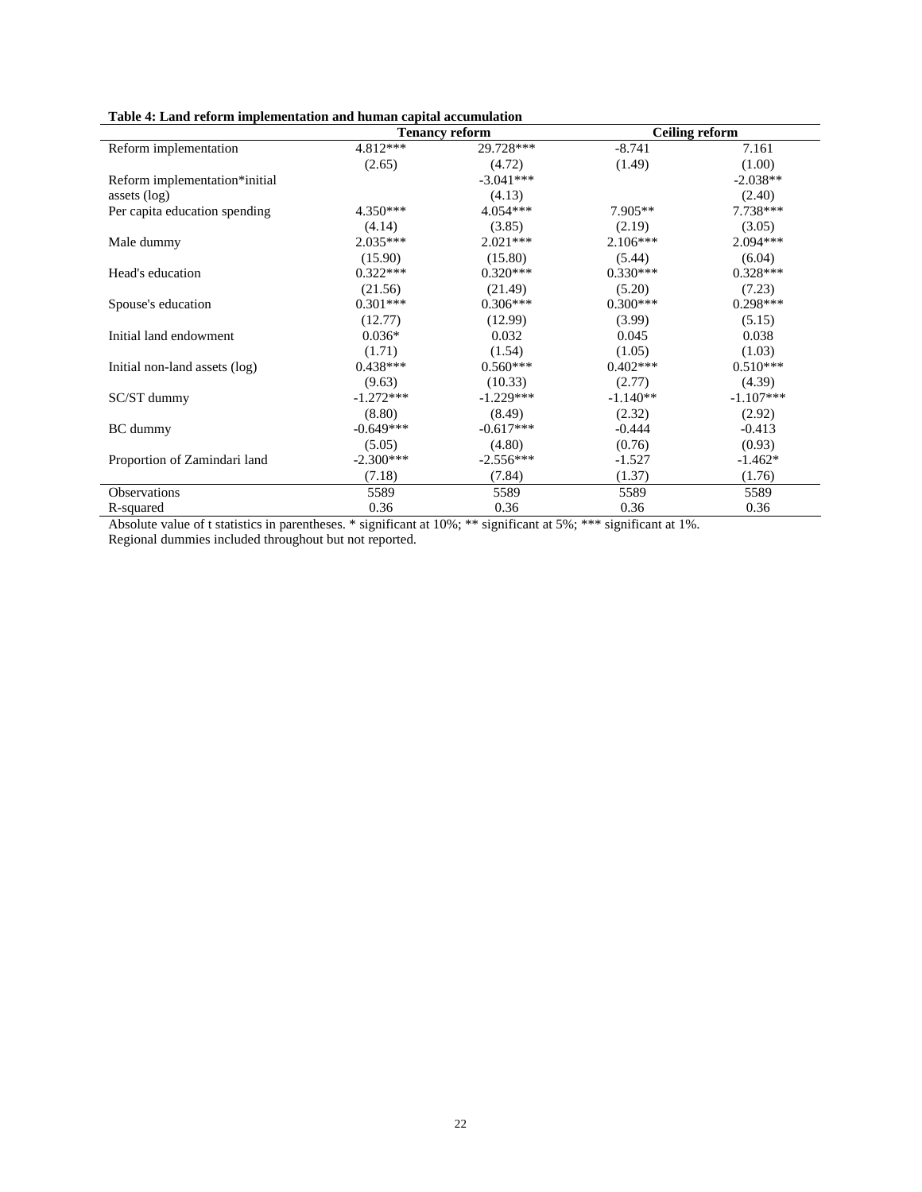**Table 4: Land reform implementation and human capital accumulation**

| | Tenancy reform | | Ceiling reform | |
|---|---|---|---|---|
| Reform implementation | 4.812*** | 29.728*** | -8.741 | 7.161 |
| | (2.65) | (4.72) | (1.49) | (1.00) |
| Reform implementation*initial assets (log) | | -3.041*** | | -2.038** |
| | | (4.13) | | (2.40) |
| Per capita education spending | 4.350*** | 4.054*** | 7.905** | 7.738*** |
| | (4.14) | (3.85) | (2.19) | (3.05) |
| Male dummy | 2.035*** | 2.021*** | 2.106*** | 2.094*** |
| | (15.90) | (15.80) | (5.44) | (6.04) |
| Head's education | 0.322*** | 0.320*** | 0.330*** | 0.328*** |
| | (21.56) | (21.49) | (5.20) | (7.23) |
| Spouse's education | 0.301*** | 0.306*** | 0.300*** | 0.298*** |
| | (12.77) | (12.99) | (3.99) | (5.15) |
| Initial land endowment | 0.036* | 0.032 | 0.045 | 0.038 |
| | (1.71) | (1.54) | (1.05) | (1.03) |
| Initial non-land assets (log) | 0.438*** | 0.560*** | 0.402*** | 0.510*** |
| | (9.63) | (10.33) | (2.77) | (4.39) |
| SC/ST dummy | -1.272*** | -1.229*** | -1.140** | -1.107*** |
| | (8.80) | (8.49) | (2.32) | (2.92) |
| BC dummy | -0.649*** | -0.617*** | -0.444 | -0.413 |
| | (5.05) | (4.80) | (0.76) | (0.93) |
| Proportion of Zamindari land | -2.300*** | -2.556*** | -1.527 | -1.462* |
| | (7.18) | (7.84) | (1.37) | (1.76) |
| Observations | 5589 | 5589 | 5589 | 5589 |
| R-squared | 0.36 | 0.36 | 0.36 | 0.36 |

Absolute value of t statistics in parentheses. * significant at 10%; ** significant at 5%; *** significant at 1%.
Regional dummies included throughout but not reported.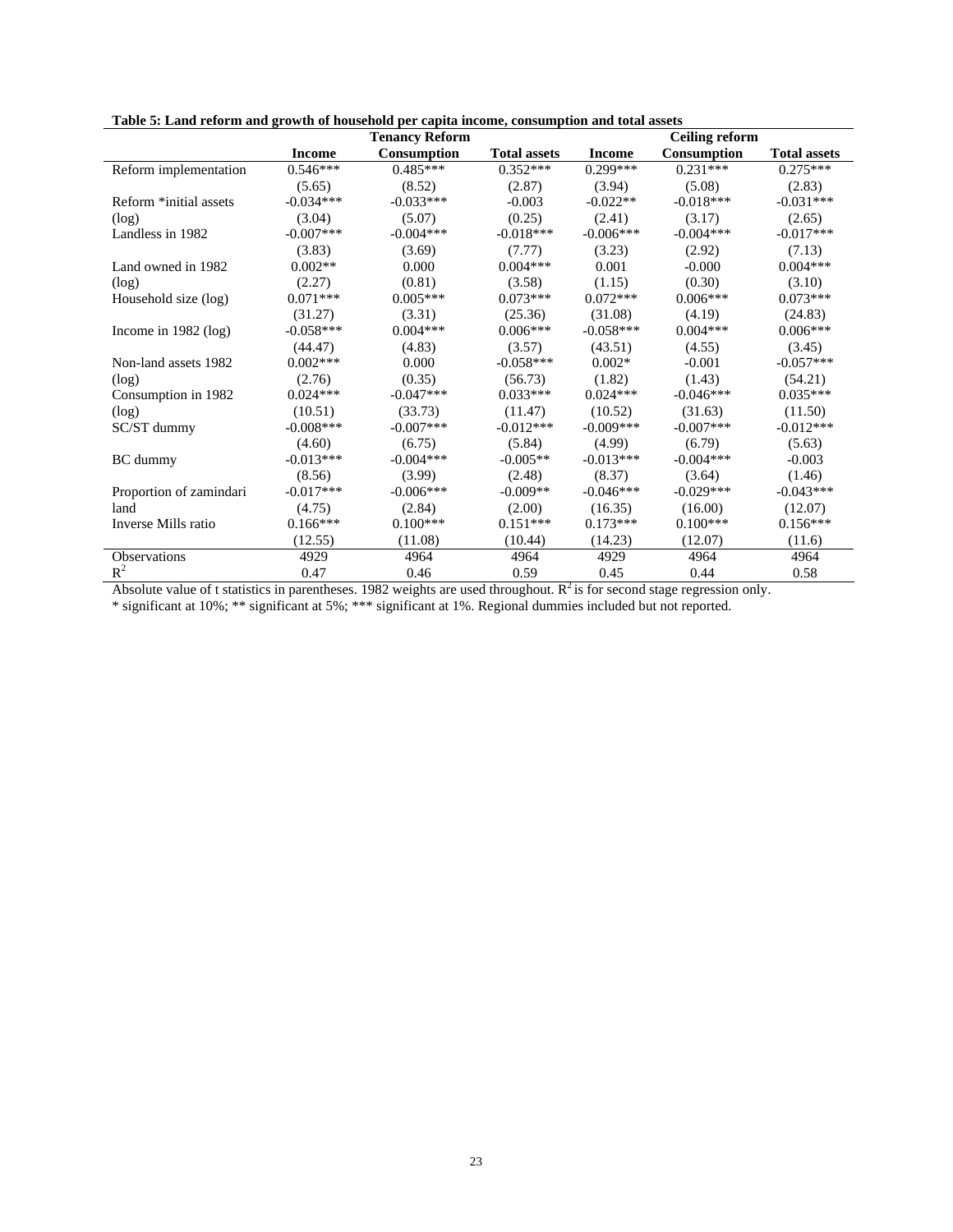**Table 5: Land reform and growth of household per capita income, consumption and total assets**

| | Tenancy Reform | | | Ceiling reform | | |
|---|---|---|---|---|---|---|
| | **Income** | **Consumption** | **Total assets** | **Income** | **Consumption** | **Total assets** |
| Reform implementation | 0.546*** | 0.485*** | 0.352*** | 0.299*** | 0.231*** | 0.275*** |
| | (5.65) | (8.52) | (2.87) | (3.94) | (5.08) | (2.83) |
| Reform *initial assets (log) | -0.034*** | -0.033*** | -0.003 | -0.022** | -0.018*** | -0.031*** |
| | (3.04) | (5.07) | (0.25) | (2.41) | (3.17) | (2.65) |
| Landless in 1982 | -0.007*** | -0.004*** | -0.018*** | -0.006*** | -0.004*** | -0.017*** |
| | (3.83) | (3.69) | (7.77) | (3.23) | (2.92) | (7.13) |
| Land owned in 1982 (log) | 0.002** | 0.000 | 0.004*** | 0.001 | -0.000 | 0.004*** |
| | (2.27) | (0.81) | (3.58) | (1.15) | (0.30) | (3.10) |
| Household size (log) | 0.071*** | 0.005*** | 0.073*** | 0.072*** | 0.006*** | 0.073*** |
| | (31.27) | (3.31) | (25.36) | (31.08) | (4.19) | (24.83) |
| Income in 1982 (log) | -0.058*** | 0.004*** | 0.006*** | -0.058*** | 0.004*** | 0.006*** |
| | (44.47) | (4.83) | (3.57) | (43.51) | (4.55) | (3.45) |
| Non-land assets 1982 (log) | 0.002*** | 0.000 | -0.058*** | 0.002* | -0.001 | -0.057*** |
| | (2.76) | (0.35) | (56.73) | (1.82) | (1.43) | (54.21) |
| Consumption in 1982 (log) | 0.024*** | -0.047*** | 0.033*** | 0.024*** | -0.046*** | 0.035*** |
| | (10.51) | (33.73) | (11.47) | (10.52) | (31.63) | (11.50) |
| SC/ST dummy | -0.008*** | -0.007*** | -0.012*** | -0.009*** | -0.007*** | -0.012*** |
| | (4.60) | (6.75) | (5.84) | (4.99) | (6.79) | (5.63) |
| BC dummy | -0.013*** | -0.004*** | -0.005** | -0.013*** | -0.004*** | -0.003 |
| | (8.56) | (3.99) | (2.48) | (8.37) | (3.64) | (1.46) |
| Proportion of zamindari land | -0.017*** | -0.006*** | -0.009** | -0.046*** | -0.029*** | -0.043*** |
| | (4.75) | (2.84) | (2.00) | (16.35) | (16.00) | (12.07) |
| Inverse Mills ratio | 0.166*** | 0.100*** | 0.151*** | 0.173*** | 0.100*** | 0.156*** |
| | (12.55) | (11.08) | (10.44) | (14.23) | (12.07) | (11.6) |
| Observations | 4929 | 4964 | 4964 | 4929 | 4964 | 4964 |
| $R^2$ | 0.47 | 0.46 | 0.59 | 0.45 | 0.44 | 0.58 |

Absolute value of t statistics in parentheses. 1982 weights are used throughout. $R^2$ is for second stage regression only.
* significant at 10%; ** significant at 5%; *** significant at 1%. Regional dummies included but not reported.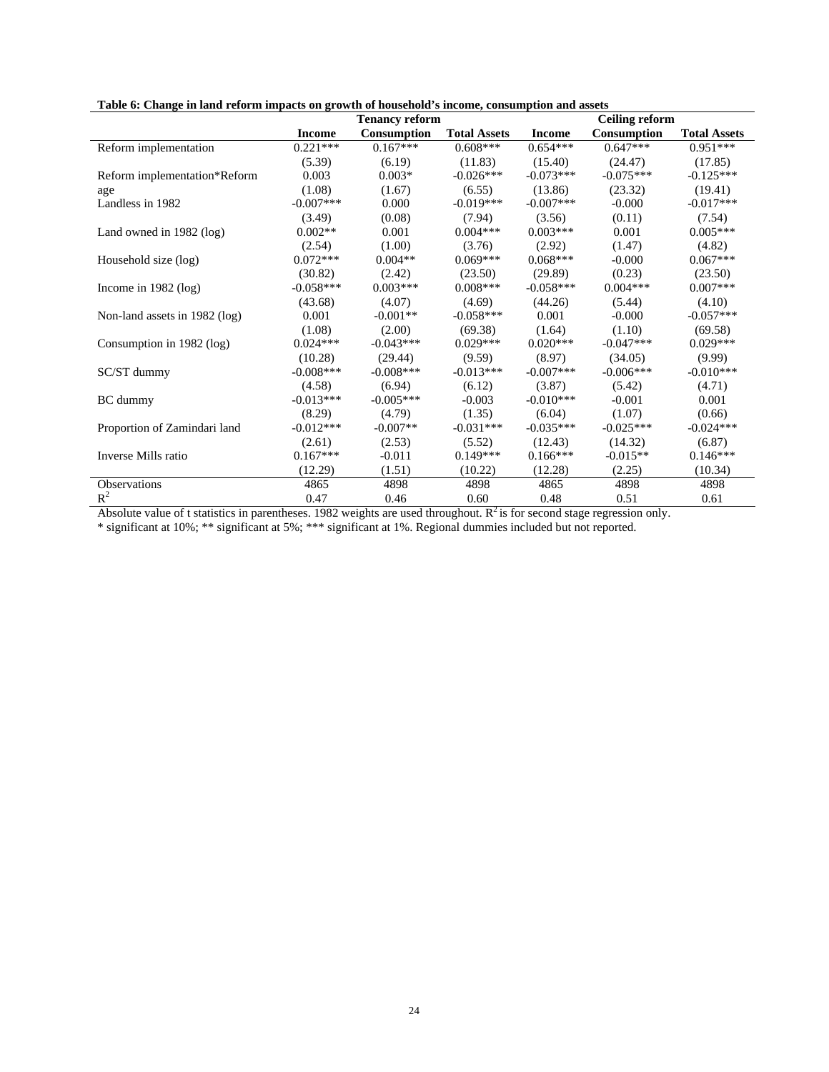**Table 6: Change in land reform impacts on growth of household's income, consumption and assets**

| | Tenancy reform | | | Ceiling reform | | |
|---|---|---|---|---|---|---|
| | **Income** | **Consumption** | **Total Assets** | **Income** | **Consumption** | **Total Assets** |
| Reform implementation | 0.221*** | 0.167*** | 0.608*** | 0.654*** | 0.647*** | 0.951*** |
| | (5.39) | (6.19) | (11.83) | (15.40) | (24.47) | (17.85) |
| Reform implementation*Reform age | 0.003 | 0.003* | -0.026*** | -0.073*** | -0.075*** | -0.125*** |
| | (1.08) | (1.67) | (6.55) | (13.86) | (23.32) | (19.41) |
| Landless in 1982 | -0.007*** | 0.000 | -0.019*** | -0.007*** | -0.000 | -0.017*** |
| | (3.49) | (0.08) | (7.94) | (3.56) | (0.11) | (7.54) |
| Land owned in 1982 (log) | 0.002** | 0.001 | 0.004*** | 0.003*** | 0.001 | 0.005*** |
| | (2.54) | (1.00) | (3.76) | (2.92) | (1.47) | (4.82) |
| Household size (log) | 0.072*** | 0.004** | 0.069*** | 0.068*** | -0.000 | 0.067*** |
| | (30.82) | (2.42) | (23.50) | (29.89) | (0.23) | (23.50) |
| Income in 1982 (log) | -0.058*** | 0.003*** | 0.008*** | -0.058*** | 0.004*** | 0.007*** |
| | (43.68) | (4.07) | (4.69) | (44.26) | (5.44) | (4.10) |
| Non-land assets in 1982 (log) | 0.001 | -0.001** | -0.058*** | 0.001 | -0.000 | -0.057*** |
| | (1.08) | (2.00) | (69.38) | (1.64) | (1.10) | (69.58) |
| Consumption in 1982 (log) | 0.024*** | -0.043*** | 0.029*** | 0.020*** | -0.047*** | 0.029*** |
| | (10.28) | (29.44) | (9.59) | (8.97) | (34.05) | (9.99) |
| SC/ST dummy | -0.008*** | -0.008*** | -0.013*** | -0.007*** | -0.006*** | -0.010*** |
| | (4.58) | (6.94) | (6.12) | (3.87) | (5.42) | (4.71) |
| BC dummy | -0.013*** | -0.005*** | -0.003 | -0.010*** | -0.001 | 0.001 |
| | (8.29) | (4.79) | (1.35) | (6.04) | (1.07) | (0.66) |
| Proportion of Zamindari land | -0.012*** | -0.007** | -0.031*** | -0.035*** | -0.025*** | -0.024*** |
| | (2.61) | (2.53) | (5.52) | (12.43) | (14.32) | (6.87) |
| Inverse Mills ratio | 0.167*** | -0.011 | 0.149*** | 0.166*** | -0.015** | 0.146*** |
| | (12.29) | (1.51) | (10.22) | (12.28) | (2.25) | (10.34) |
| Observations | 4865 | 4898 | 4898 | 4865 | 4898 | 4898 |
| $R^2$ | 0.47 | 0.46 | 0.60 | 0.48 | 0.51 | 0.61 |

Absolute value of t statistics in parentheses. 1982 weights are used throughout. $R^2$ is for second stage regression only.
* significant at 10%; ** significant at 5%; *** significant at 1%. Regional dummies included but not reported.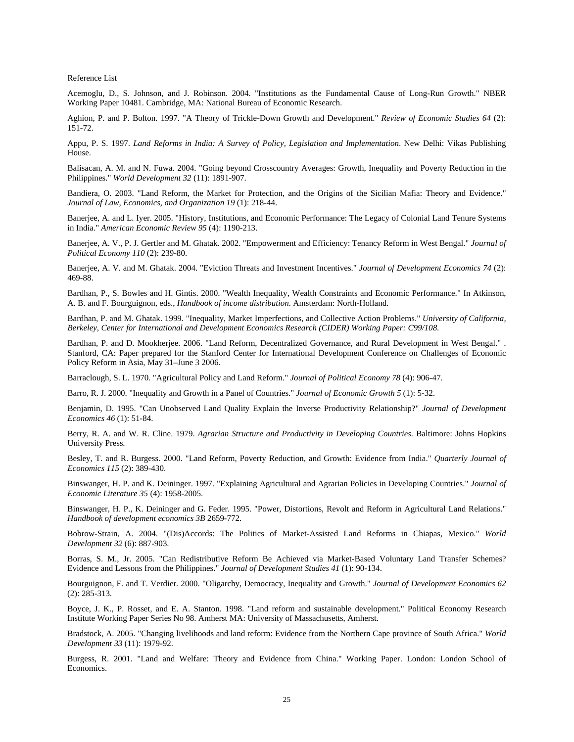Reference List

Acemoglu, D., S. Johnson, and J. Robinson. 2004. "Institutions as the Fundamental Cause of Long-Run Growth." NBER Working Paper 10481. Cambridge, MA: National Bureau of Economic Research.

Aghion, P. and P. Bolton. 1997. "A Theory of Trickle-Down Growth and Development." *Review of Economic Studies 64* (2): 151-72.

Appu, P. S. 1997. *Land Reforms in India: A Survey of Policy, Legislation and Implementation*. New Delhi: Vikas Publishing House.

Balisacan, A. M. and N. Fuwa. 2004. "Going beyond Crosscountry Averages: Growth, Inequality and Poverty Reduction in the Philippines." *World Development 32* (11): 1891-907.

Bandiera, O. 2003. "Land Reform, the Market for Protection, and the Origins of the Sicilian Mafia: Theory and Evidence." *Journal of Law, Economics, and Organization 19* (1): 218-44.

Banerjee, A. and L. Iyer. 2005. "History, Institutions, and Economic Performance: The Legacy of Colonial Land Tenure Systems in India." *American Economic Review 95* (4): 1190-213.

Banerjee, A. V., P. J. Gertler and M. Ghatak. 2002. "Empowerment and Efficiency: Tenancy Reform in West Bengal." *Journal of Political Economy 110* (2): 239-80.

Banerjee, A. V. and M. Ghatak. 2004. "Eviction Threats and Investment Incentives." *Journal of Development Economics 74* (2): 469-88.

Bardhan, P., S. Bowles and H. Gintis. 2000. "Wealth Inequality, Wealth Constraints and Economic Performance." In Atkinson, A. B. and F. Bourguignon, eds., *Handbook of income distribution.* Amsterdam: North-Holland.

Bardhan, P. and M. Ghatak. 1999. "Inequality, Market Imperfections, and Collective Action Problems." *University of California, Berkeley, Center for International and Development Economics Research (CIDER) Working Paper: C99/108.*

Bardhan, P. and D. Mookherjee. 2006. "Land Reform, Decentralized Governance, and Rural Development in West Bengal." . Stanford, CA: Paper prepared for the Stanford Center for International Development Conference on Challenges of Economic Policy Reform in Asia, May 31–June 3 2006.

Barraclough, S. L. 1970. "Agricultural Policy and Land Reform." *Journal of Political Economy 78* (4): 906-47.

Barro, R. J. 2000. "Inequality and Growth in a Panel of Countries." *Journal of Economic Growth 5* (1): 5-32.

Benjamin, D. 1995. "Can Unobserved Land Quality Explain the Inverse Productivity Relationship?" *Journal of Development Economics 46* (1): 51-84.

Berry, R. A. and W. R. Cline. 1979. *Agrarian Structure and Productivity in Developing Countries*. Baltimore: Johns Hopkins University Press.

Besley, T. and R. Burgess. 2000. "Land Reform, Poverty Reduction, and Growth: Evidence from India." *Quarterly Journal of Economics 115* (2): 389-430.

Binswanger, H. P. and K. Deininger. 1997. "Explaining Agricultural and Agrarian Policies in Developing Countries." *Journal of Economic Literature 35* (4): 1958-2005.

Binswanger, H. P., K. Deininger and G. Feder. 1995. "Power, Distortions, Revolt and Reform in Agricultural Land Relations." *Handbook of development economics 3B* 2659-772.

Bobrow-Strain, A. 2004. "(Dis)Accords: The Politics of Market-Assisted Land Reforms in Chiapas, Mexico." *World Development 32* (6): 887-903.

Borras, S. M., Jr. 2005. "Can Redistributive Reform Be Achieved via Market-Based Voluntary Land Transfer Schemes? Evidence and Lessons from the Philippines." *Journal of Development Studies 41* (1): 90-134.

Bourguignon, F. and T. Verdier. 2000. "Oligarchy, Democracy, Inequality and Growth." *Journal of Development Economics 62* (2): 285-313.

Boyce, J. K., P. Rosset, and E. A. Stanton. 1998. "Land reform and sustainable development." Political Economy Research Institute Working Paper Series No 98. Amherst MA: University of Massachusetts, Amherst.

Bradstock, A. 2005. "Changing livelihoods and land reform: Evidence from the Northern Cape province of South Africa." *World Development 33* (11): 1979-92.

Burgess, R. 2001. "Land and Welfare: Theory and Evidence from China." Working Paper. London: London School of Economics.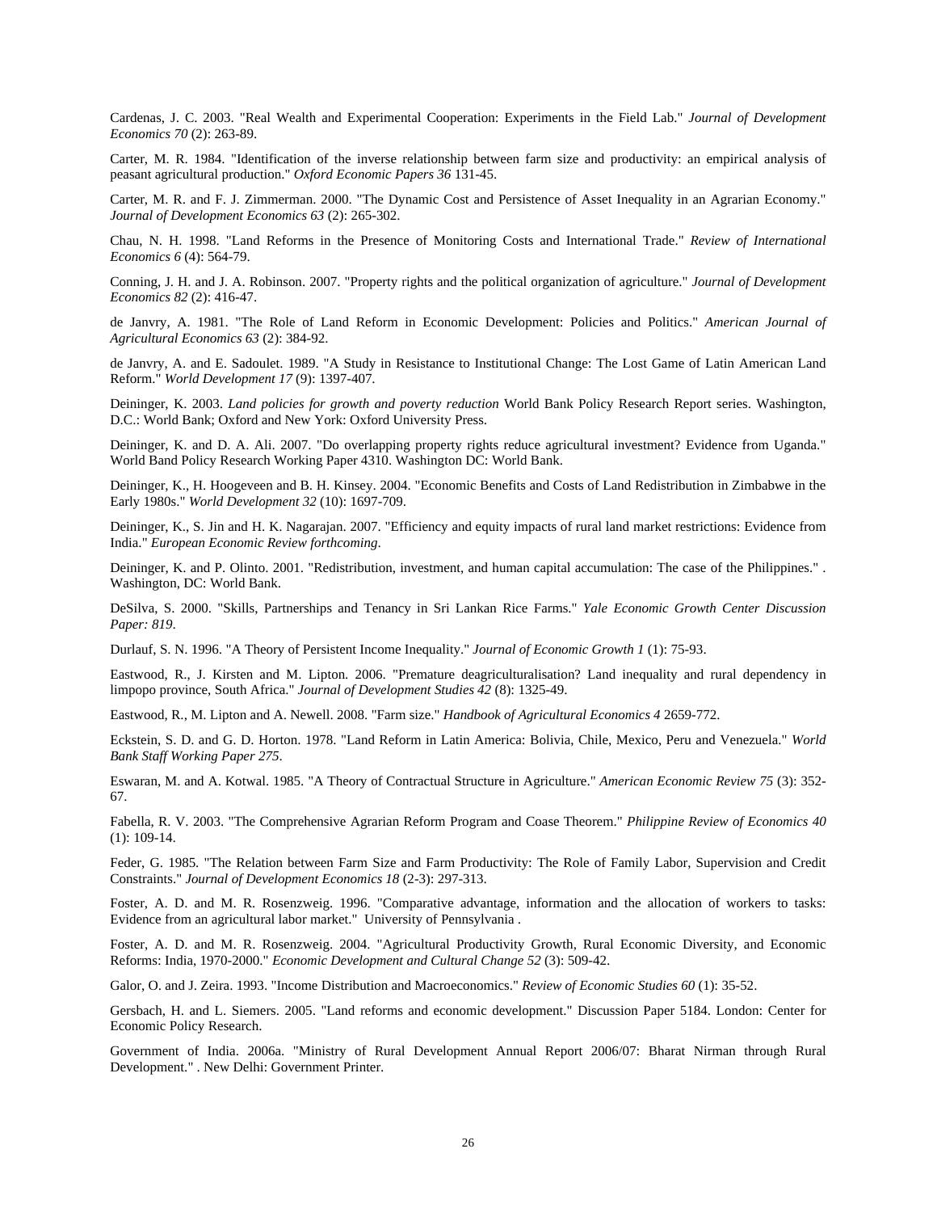Cardenas, J. C. 2003. "Real Wealth and Experimental Cooperation: Experiments in the Field Lab." *Journal of Development Economics 70* (2): 263-89.

Carter, M. R. 1984. "Identification of the inverse relationship between farm size and productivity: an empirical analysis of peasant agricultural production." *Oxford Economic Papers 36* 131-45.

Carter, M. R. and F. J. Zimmerman. 2000. "The Dynamic Cost and Persistence of Asset Inequality in an Agrarian Economy." *Journal of Development Economics 63* (2): 265-302.

Chau, N. H. 1998. "Land Reforms in the Presence of Monitoring Costs and International Trade." *Review of International Economics 6* (4): 564-79.

Conning, J. H. and J. A. Robinson. 2007. "Property rights and the political organization of agriculture." *Journal of Development Economics 82* (2): 416-47.

de Janvry, A. 1981. "The Role of Land Reform in Economic Development: Policies and Politics." *American Journal of Agricultural Economics 63* (2): 384-92.

de Janvry, A. and E. Sadoulet. 1989. "A Study in Resistance to Institutional Change: The Lost Game of Latin American Land Reform." *World Development 17* (9): 1397-407.

Deininger, K. 2003. *Land policies for growth and poverty reduction* World Bank Policy Research Report series. Washington, D.C.: World Bank; Oxford and New York: Oxford University Press.

Deininger, K. and D. A. Ali. 2007. "Do overlapping property rights reduce agricultural investment? Evidence from Uganda." World Band Policy Research Working Paper 4310. Washington DC: World Bank.

Deininger, K., H. Hoogeveen and B. H. Kinsey. 2004. "Economic Benefits and Costs of Land Redistribution in Zimbabwe in the Early 1980s." *World Development 32* (10): 1697-709.

Deininger, K., S. Jin and H. K. Nagarajan. 2007. "Efficiency and equity impacts of rural land market restrictions: Evidence from India." *European Economic Review forthcoming*.

Deininger, K. and P. Olinto. 2001. "Redistribution, investment, and human capital accumulation: The case of the Philippines." . Washington, DC: World Bank.

DeSilva, S. 2000. "Skills, Partnerships and Tenancy in Sri Lankan Rice Farms." *Yale Economic Growth Center Discussion Paper: 819*.

Durlauf, S. N. 1996. "A Theory of Persistent Income Inequality." *Journal of Economic Growth 1* (1): 75-93.

Eastwood, R., J. Kirsten and M. Lipton. 2006. "Premature deagriculturalisation? Land inequality and rural dependency in limpopo province, South Africa." *Journal of Development Studies 42* (8): 1325-49.

Eastwood, R., M. Lipton and A. Newell. 2008. "Farm size." *Handbook of Agricultural Economics 4* 2659-772.

Eckstein, S. D. and G. D. Horton. 1978. "Land Reform in Latin America: Bolivia, Chile, Mexico, Peru and Venezuela." *World Bank Staff Working Paper 275*.

Eswaran, M. and A. Kotwal. 1985. "A Theory of Contractual Structure in Agriculture." *American Economic Review 75* (3): 352-67.

Fabella, R. V. 2003. "The Comprehensive Agrarian Reform Program and Coase Theorem." *Philippine Review of Economics 40* (1): 109-14.

Feder, G. 1985. "The Relation between Farm Size and Farm Productivity: The Role of Family Labor, Supervision and Credit Constraints." *Journal of Development Economics 18* (2-3): 297-313.

Foster, A. D. and M. R. Rosenzweig. 1996. "Comparative advantage, information and the allocation of workers to tasks: Evidence from an agricultural labor market." University of Pennsylvania .

Foster, A. D. and M. R. Rosenzweig. 2004. "Agricultural Productivity Growth, Rural Economic Diversity, and Economic Reforms: India, 1970-2000." *Economic Development and Cultural Change 52* (3): 509-42.

Galor, O. and J. Zeira. 1993. "Income Distribution and Macroeconomics." *Review of Economic Studies 60* (1): 35-52.

Gersbach, H. and L. Siemers. 2005. "Land reforms and economic development." Discussion Paper 5184. London: Center for Economic Policy Research.

Government of India. 2006a. "Ministry of Rural Development Annual Report 2006/07: Bharat Nirman through Rural Development." . New Delhi: Government Printer.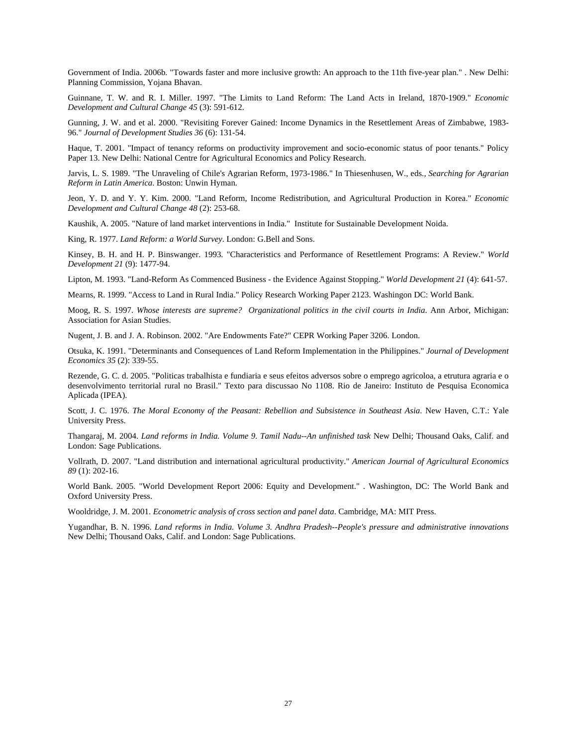Government of India. 2006b. "Towards faster and more inclusive growth: An approach to the 11th five-year plan." . New Delhi: Planning Commission, Yojana Bhavan.

Guinnane, T. W. and R. I. Miller. 1997. "The Limits to Land Reform: The Land Acts in Ireland, 1870-1909." *Economic Development and Cultural Change 45* (3): 591-612.

Gunning, J. W. and et al. 2000. "Revisiting Forever Gained: Income Dynamics in the Resettlement Areas of Zimbabwe, 1983-96." *Journal of Development Studies 36* (6): 131-54.

Haque, T. 2001. "Impact of tenancy reforms on productivity improvement and socio-economic status of poor tenants." Policy Paper 13. New Delhi: National Centre for Agricultural Economics and Policy Research.

Jarvis, L. S. 1989. "The Unraveling of Chile's Agrarian Reform, 1973-1986." In Thiesenhusen, W., eds., *Searching for Agrarian Reform in Latin America*. Boston: Unwin Hyman.

Jeon, Y. D. and Y. Y. Kim. 2000. "Land Reform, Income Redistribution, and Agricultural Production in Korea." *Economic Development and Cultural Change 48* (2): 253-68.

Kaushik, A. 2005. "Nature of land market interventions in India." Institute for Sustainable Development Noida.

King, R. 1977. *Land Reform: a World Survey*. London: G.Bell and Sons.

Kinsey, B. H. and H. P. Binswanger. 1993. "Characteristics and Performance of Resettlement Programs: A Review." *World Development 21* (9): 1477-94.

Lipton, M. 1993. "Land-Reform As Commenced Business - the Evidence Against Stopping." *World Development 21* (4): 641-57.

Mearns, R. 1999. "Access to Land in Rural India." Policy Research Working Paper 2123. Washingon DC: World Bank.

Moog, R. S. 1997. *Whose interests are supreme? Organizational politics in the civil courts in India*. Ann Arbor, Michigan: Association for Asian Studies.

Nugent, J. B. and J. A. Robinson. 2002. "Are Endowments Fate?" CEPR Working Paper 3206. London.

Otsuka, K. 1991. "Determinants and Consequences of Land Reform Implementation in the Philippines." *Journal of Development Economics 35* (2): 339-55.

Rezende, G. C. d. 2005. "Politicas trabalhista e fundiaria e seus efeitos adversos sobre o emprego agricoloa, a etrutura agraria e o desenvolvimento territorial rural no Brasil." Texto para discussao No 1108. Rio de Janeiro: Instituto de Pesquisa Economica Aplicada (IPEA).

Scott, J. C. 1976. *The Moral Economy of the Peasant: Rebellion and Subsistence in Southeast Asia*. New Haven, C.T.: Yale University Press.

Thangaraj, M. 2004. *Land reforms in India. Volume 9. Tamil Nadu--An unfinished task* New Delhi; Thousand Oaks, Calif. and London: Sage Publications.

Vollrath, D. 2007. "Land distribution and international agricultural productivity." *American Journal of Agricultural Economics 89* (1): 202-16.

World Bank. 2005. "World Development Report 2006: Equity and Development." . Washington, DC: The World Bank and Oxford University Press.

Wooldridge, J. M. 2001. *Econometric analysis of cross section and panel data*. Cambridge, MA: MIT Press.

Yugandhar, B. N. 1996. *Land reforms in India. Volume 3. Andhra Pradesh--People's pressure and administrative innovations* New Delhi; Thousand Oaks, Calif. and London: Sage Publications.